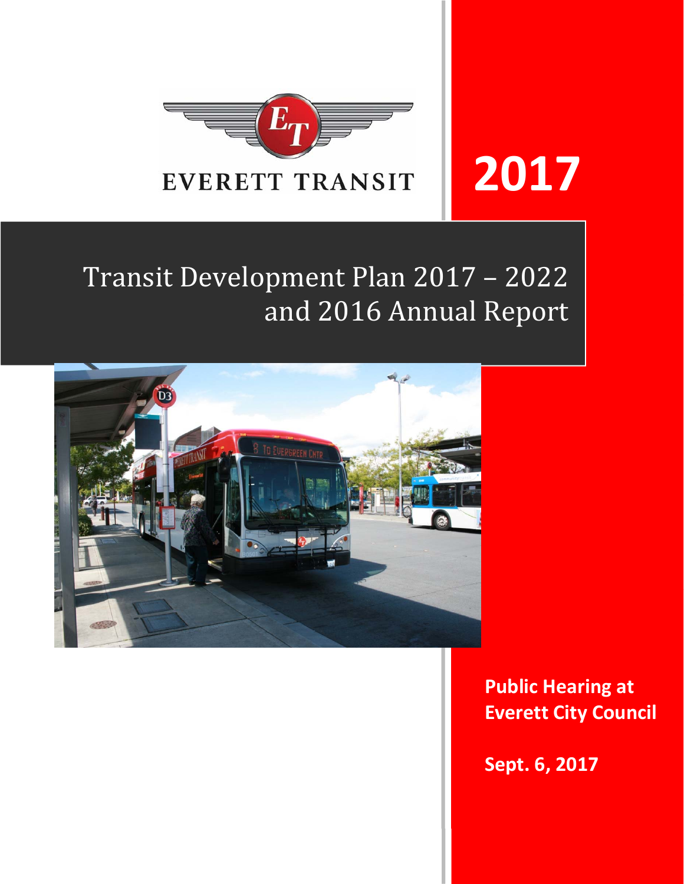EVERETT TRANSIT

# 2017

# Transit Development Plan 2017 – 2022 and 2016 Annual Report

**Public Hearing at Everett City Council**

**Sept. 6, 2017**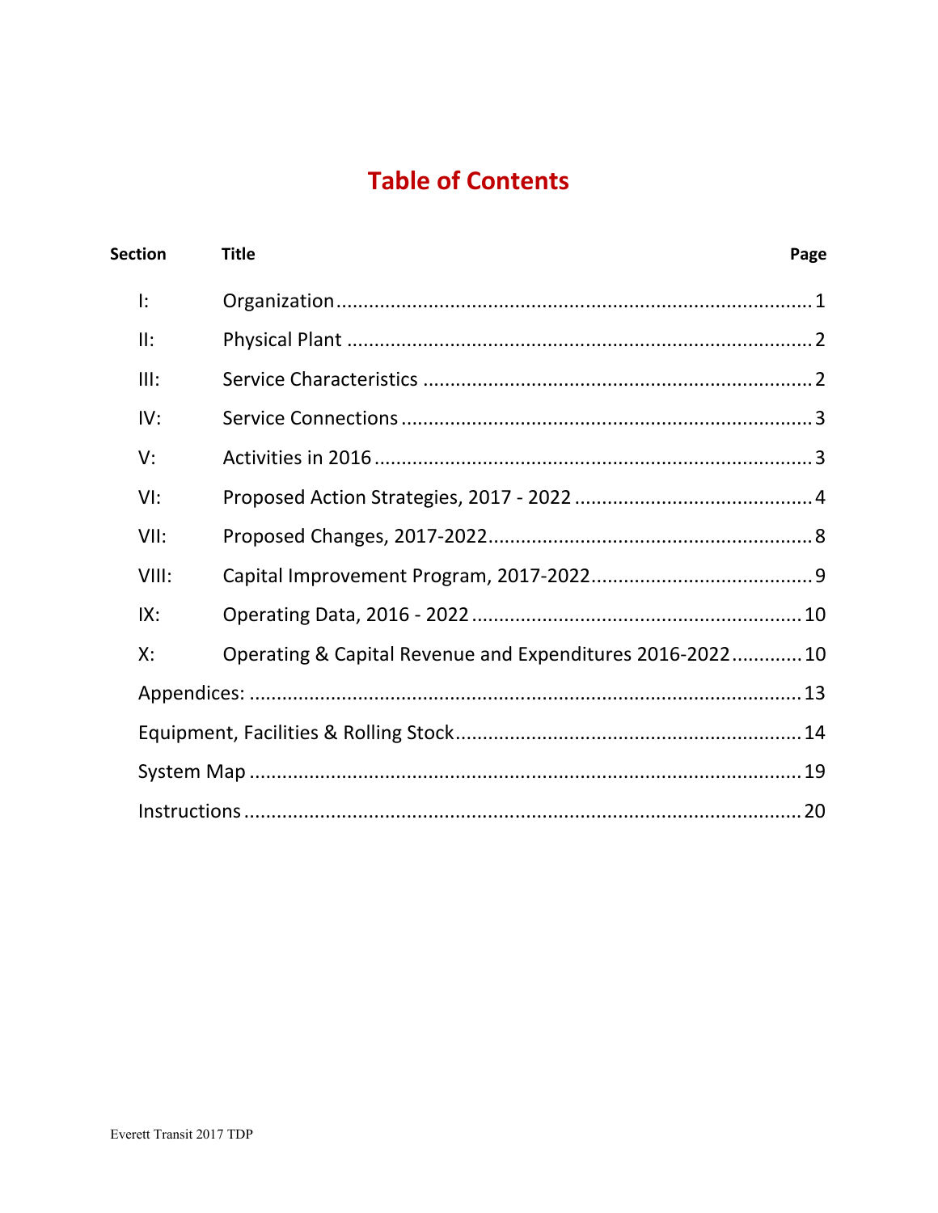# Table of Contents

| Section | Title | Page |
| --- | --- | --- |
| I: | Organization | 1 |
| II: | Physical Plant | 2 |
| III: | Service Characteristics | 2 |
| IV: | Service Connections | 3 |
| V: | Activities in 2016 | 3 |
| VI: | Proposed Action Strategies, 2017 - 2022 | 4 |
| VII: | Proposed Changes, 2017-2022 | 8 |
| VIII: | Capital Improvement Program, 2017-2022 | 9 |
| IX: | Operating Data, 2016 - 2022 | 10 |
| X: | Operating & Capital Revenue and Expenditures 2016-2022 | 10 |
| Appendices: | | 13 |
| Equipment, Facilities & Rolling Stock | | 14 |
| System Map | | 19 |
| Instructions | | 20 |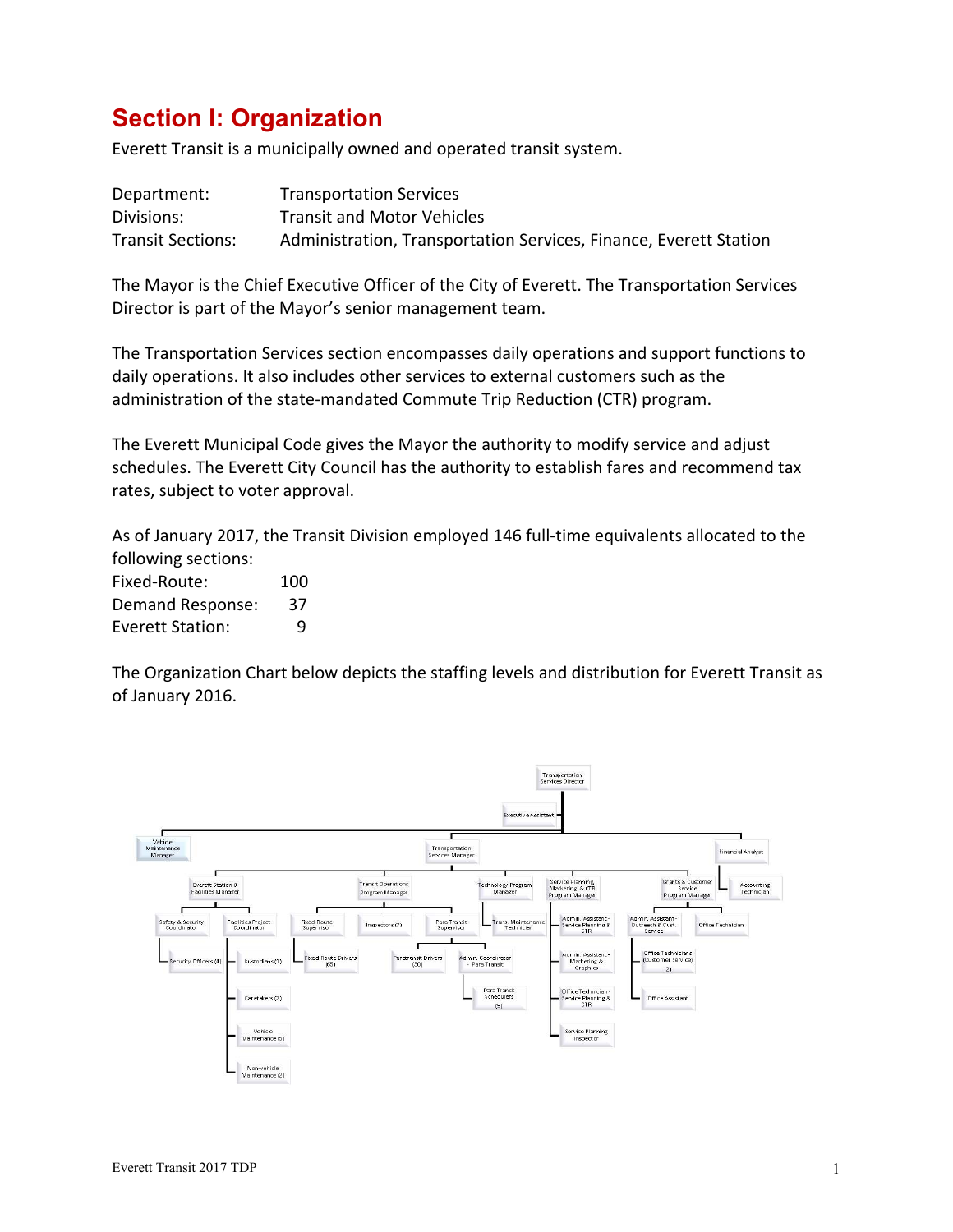# Section I: Organization

Everett Transit is a municipally owned and operated transit system.

| | |
|---|---|
| Department: | Transportation Services |
| Divisions: | Transit and Motor Vehicles |
| Transit Sections: | Administration, Transportation Services, Finance, Everett Station |

The Mayor is the Chief Executive Officer of the City of Everett. The Transportation Services Director is part of the Mayor's senior management team.

The Transportation Services section encompasses daily operations and support functions to daily operations. It also includes other services to external customers such as the administration of the state-mandated Commute Trip Reduction (CTR) program.

The Everett Municipal Code gives the Mayor the authority to modify service and adjust schedules. The Everett City Council has the authority to establish fares and recommend tax rates, subject to voter approval.

As of January 2017, the Transit Division employed 146 full-time equivalents allocated to the following sections:

| | |
|---|---|
| Fixed-Route: | 100 |
| Demand Response: | 37 |
| Everett Station: | 9 |

The Organization Chart below depicts the staffing levels and distribution for Everett Transit as of January 2016.

- Transportation Services Director
  - Executive Assistant
  - Vehicle Maintenance Manager
  - Financial Analyst
    - Accounting Technician
  - Transportation Services Manager
    - Everett Station & Facilities Manager
      - Safety & Security Coordinator
        - Security Officers (4)
      - Facilities Project Coordinator
        - Custodians (1)
        - Caretakers (2)
        - Vehicle Maintenance (5)
        - Non-vehicle Maintenance (2)
    - Transit Operations Program Manager
      - Fixed-Route Supervisor
        - Fixed-Route Drivers (65)
      - Inspectors (7)
      - Para Transit Supervisor
        - Paratransit Drivers (30)
        - Admin. Coordinator - Para Transit
          - Para Transit Schedulers (5)
    - Technology Program Manager
      - Trans. Maintenance Technician
    - Service Planning, Marketing & CTR Program Manager
      - Admin. Assistant - Service Planning & CTR
      - Admin. Assistant - Marketing & Graphics
      - Office Technician - Service Planning & CTR
      - Service Planning Inspector
    - Grants & Customer Service Program Manager
      - Admin. Assistant - Outreach & Cust. Service
        - Office Technicians (Customer Service) (2)
        - Office Assistant
      - Office Technician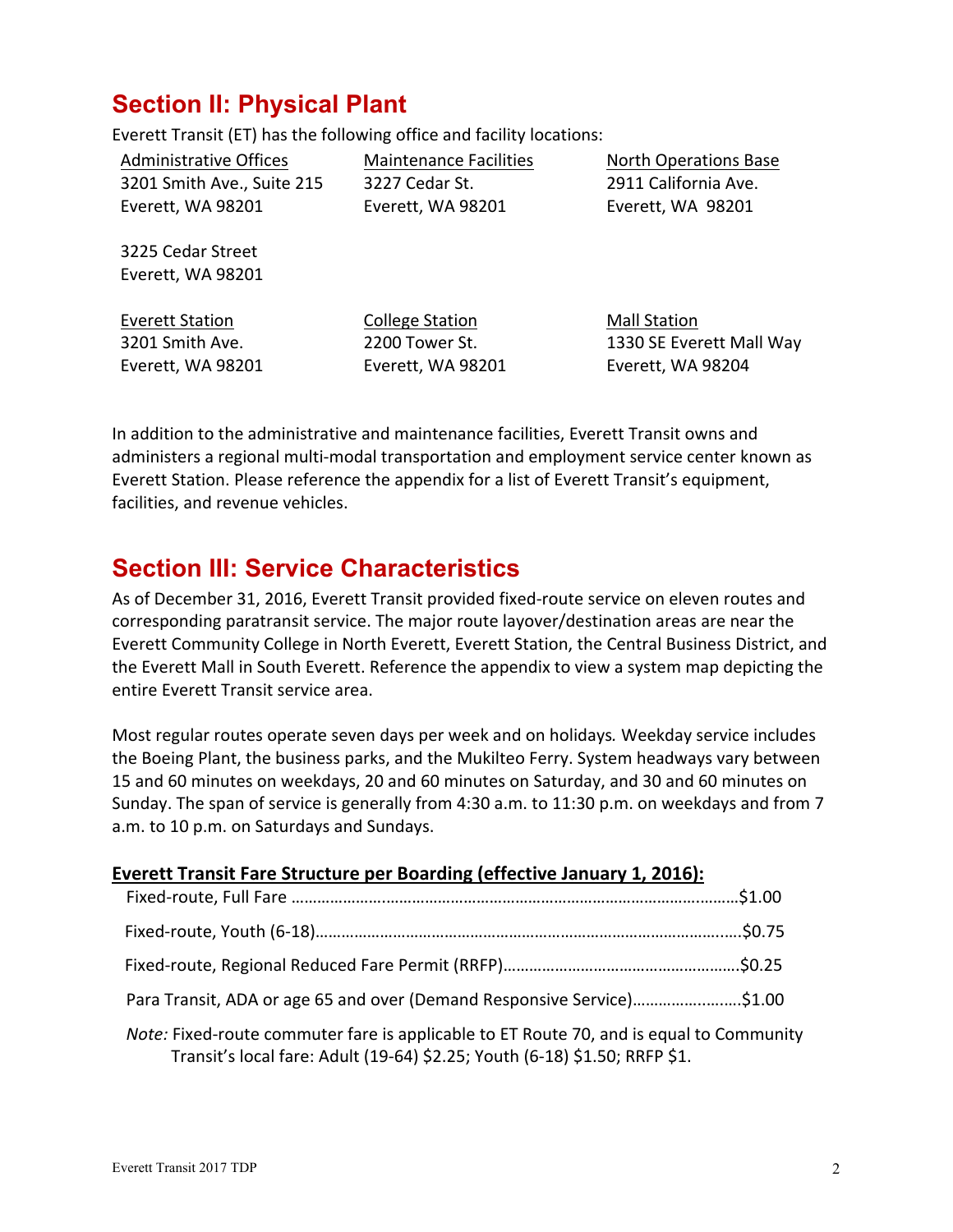## Section II: Physical Plant

Everett Transit (ET) has the following office and facility locations:

| Administrative Offices | Maintenance Facilities | North Operations Base |
|---|---|---|
| 3201 Smith Ave., Suite 215<br>Everett, WA 98201 | 3227 Cedar St.<br>Everett, WA 98201 | 2911 California Ave.<br>Everett, WA 98201 |
| 3225 Cedar Street<br>Everett, WA 98201 | | |

| Everett Station | College Station | Mall Station |
|---|---|---|
| 3201 Smith Ave.<br>Everett, WA 98201 | 2200 Tower St.<br>Everett, WA 98201 | 1330 SE Everett Mall Way<br>Everett, WA 98204 |

In addition to the administrative and maintenance facilities, Everett Transit owns and administers a regional multi-modal transportation and employment service center known as Everett Station. Please reference the appendix for a list of Everett Transit's equipment, facilities, and revenue vehicles.

## Section III: Service Characteristics

As of December 31, 2016, Everett Transit provided fixed-route service on eleven routes and corresponding paratransit service. The major route layover/destination areas are near the Everett Community College in North Everett, Everett Station, the Central Business District, and the Everett Mall in South Everett. Reference the appendix to view a system map depicting the entire Everett Transit service area.

Most regular routes operate seven days per week and on holidays. Weekday service includes the Boeing Plant, the business parks, and the Mukilteo Ferry. System headways vary between 15 and 60 minutes on weekdays, 20 and 60 minutes on Saturday, and 30 and 60 minutes on Sunday. The span of service is generally from 4:30 a.m. to 11:30 p.m. on weekdays and from 7 a.m. to 10 p.m. on Saturdays and Sundays.

**Everett Transit Fare Structure per Boarding (effective January 1, 2016):**

| Fare Type | Fare |
|---|---|
| Fixed-route, Full Fare | $1.00 |
| Fixed-route, Youth (6-18) | $0.75 |
| Fixed-route, Regional Reduced Fare Permit (RRFP) | $0.25 |
| Para Transit, ADA or age 65 and over (Demand Responsive Service) | $1.00 |

*Note:* Fixed-route commuter fare is applicable to ET Route 70, and is equal to Community Transit's local fare: Adult (19-64) $2.25; Youth (6-18) $1.50; RRFP $1.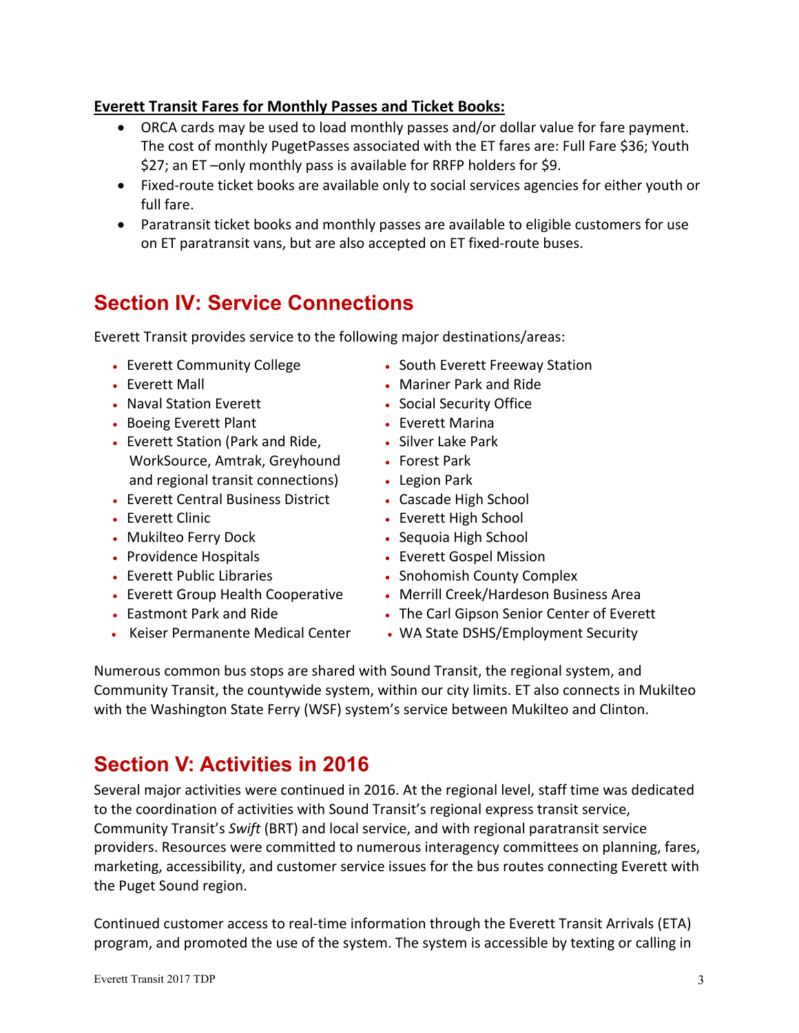**Everett Transit Fares for Monthly Passes and Ticket Books:**

- ORCA cards may be used to load monthly passes and/or dollar value for fare payment. The cost of monthly PugetPasses associated with the ET fares are: Full Fare $36; Youth $27; an ET –only monthly pass is available for RRFP holders for $9.
- Fixed-route ticket books are available only to social services agencies for either youth or full fare.
- Paratransit ticket books and monthly passes are available to eligible customers for use on ET paratransit vans, but are also accepted on ET fixed-route buses.

## Section IV: Service Connections

Everett Transit provides service to the following major destinations/areas:

- Everett Community College
- Everett Mall
- Naval Station Everett
- Boeing Everett Plant
- Everett Station (Park and Ride, WorkSource, Amtrak, Greyhound and regional transit connections)
- Everett Central Business District
- Everett Clinic
- Mukilteo Ferry Dock
- Providence Hospitals
- Everett Public Libraries
- Everett Group Health Cooperative
- Eastmont Park and Ride
- Keiser Permanente Medical Center
- South Everett Freeway Station
- Mariner Park and Ride
- Social Security Office
- Everett Marina
- Silver Lake Park
- Forest Park
- Legion Park
- Cascade High School
- Everett High School
- Sequoia High School
- Everett Gospel Mission
- Snohomish County Complex
- Merrill Creek/Hardeson Business Area
- The Carl Gipson Senior Center of Everett
- WA State DSHS/Employment Security

Numerous common bus stops are shared with Sound Transit, the regional system, and Community Transit, the countywide system, within our city limits. ET also connects in Mukilteo with the Washington State Ferry (WSF) system's service between Mukilteo and Clinton.

## Section V: Activities in 2016

Several major activities were continued in 2016. At the regional level, staff time was dedicated to the coordination of activities with Sound Transit's regional express transit service, Community Transit's *Swift* (BRT) and local service, and with regional paratransit service providers. Resources were committed to numerous interagency committees on planning, fares, marketing, accessibility, and customer service issues for the bus routes connecting Everett with the Puget Sound region.

Continued customer access to real-time information through the Everett Transit Arrivals (ETA) program, and promoted the use of the system. The system is accessible by texting or calling in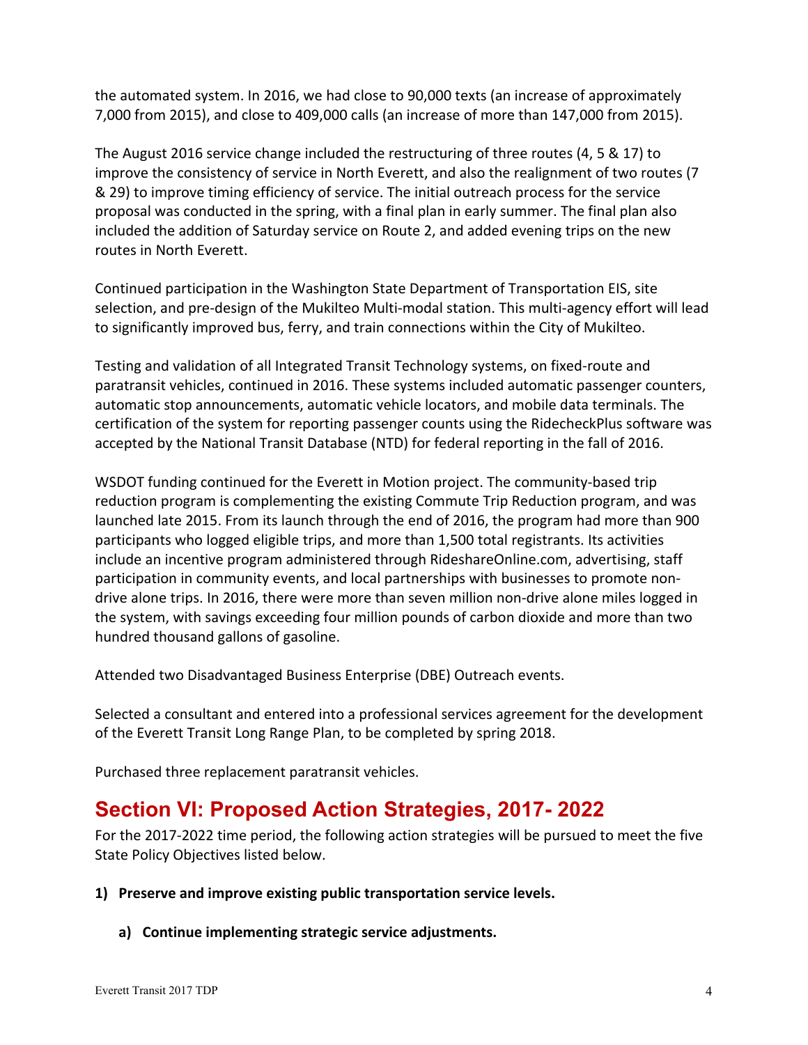the automated system. In 2016, we had close to 90,000 texts (an increase of approximately 7,000 from 2015), and close to 409,000 calls (an increase of more than 147,000 from 2015).

The August 2016 service change included the restructuring of three routes (4, 5 & 17) to improve the consistency of service in North Everett, and also the realignment of two routes (7 & 29) to improve timing efficiency of service. The initial outreach process for the service proposal was conducted in the spring, with a final plan in early summer. The final plan also included the addition of Saturday service on Route 2, and added evening trips on the new routes in North Everett.

Continued participation in the Washington State Department of Transportation EIS, site selection, and pre-design of the Mukilteo Multi-modal station. This multi-agency effort will lead to significantly improved bus, ferry, and train connections within the City of Mukilteo.

Testing and validation of all Integrated Transit Technology systems, on fixed-route and paratransit vehicles, continued in 2016. These systems included automatic passenger counters, automatic stop announcements, automatic vehicle locators, and mobile data terminals. The certification of the system for reporting passenger counts using the RidecheckPlus software was accepted by the National Transit Database (NTD) for federal reporting in the fall of 2016.

WSDOT funding continued for the Everett in Motion project. The community-based trip reduction program is complementing the existing Commute Trip Reduction program, and was launched late 2015. From its launch through the end of 2016, the program had more than 900 participants who logged eligible trips, and more than 1,500 total registrants. Its activities include an incentive program administered through RideshareOnline.com, advertising, staff participation in community events, and local partnerships with businesses to promote non-drive alone trips. In 2016, there were more than seven million non-drive alone miles logged in the system, with savings exceeding four million pounds of carbon dioxide and more than two hundred thousand gallons of gasoline.

Attended two Disadvantaged Business Enterprise (DBE) Outreach events.

Selected a consultant and entered into a professional services agreement for the development of the Everett Transit Long Range Plan, to be completed by spring 2018.

Purchased three replacement paratransit vehicles.

## Section VI: Proposed Action Strategies, 2017- 2022

For the 2017-2022 time period, the following action strategies will be pursued to meet the five State Policy Objectives listed below.

**1) Preserve and improve existing public transportation service levels.**

**a) Continue implementing strategic service adjustments.**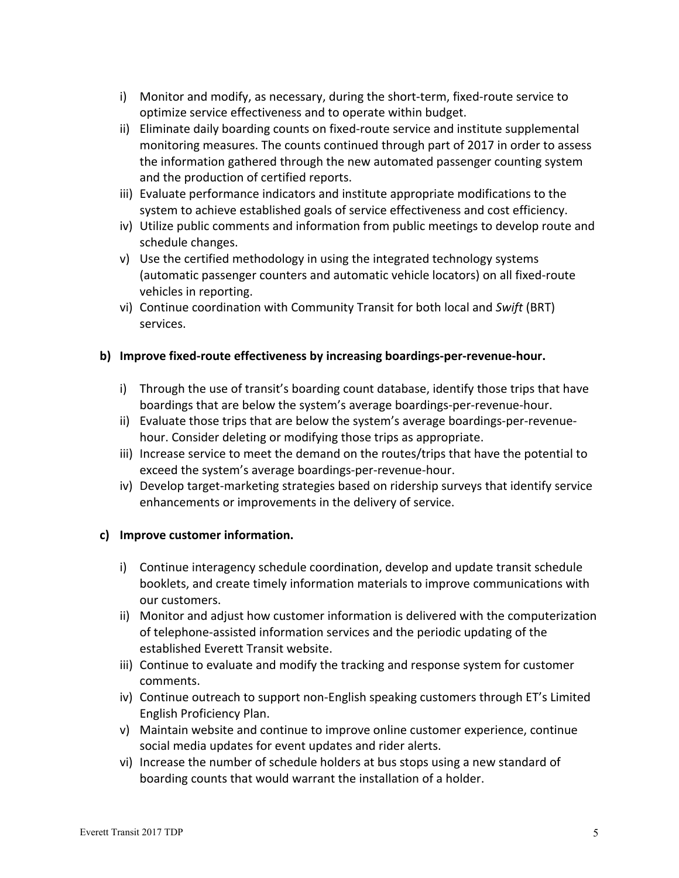i) Monitor and modify, as necessary, during the short-term, fixed-route service to optimize service effectiveness and to operate within budget.
ii) Eliminate daily boarding counts on fixed-route service and institute supplemental monitoring measures. The counts continued through part of 2017 in order to assess the information gathered through the new automated passenger counting system and the production of certified reports.
iii) Evaluate performance indicators and institute appropriate modifications to the system to achieve established goals of service effectiveness and cost efficiency.
iv) Utilize public comments and information from public meetings to develop route and schedule changes.
v) Use the certified methodology in using the integrated technology systems (automatic passenger counters and automatic vehicle locators) on all fixed-route vehicles in reporting.
vi) Continue coordination with Community Transit for both local and *Swift* (BRT) services.

**b) Improve fixed-route effectiveness by increasing boardings-per-revenue-hour.**

i) Through the use of transit's boarding count database, identify those trips that have boardings that are below the system's average boardings-per-revenue-hour.
ii) Evaluate those trips that are below the system's average boardings-per-revenue-hour. Consider deleting or modifying those trips as appropriate.
iii) Increase service to meet the demand on the routes/trips that have the potential to exceed the system's average boardings-per-revenue-hour.
iv) Develop target-marketing strategies based on ridership surveys that identify service enhancements or improvements in the delivery of service.

**c) Improve customer information.**

i) Continue interagency schedule coordination, develop and update transit schedule booklets, and create timely information materials to improve communications with our customers.
ii) Monitor and adjust how customer information is delivered with the computerization of telephone-assisted information services and the periodic updating of the established Everett Transit website.
iii) Continue to evaluate and modify the tracking and response system for customer comments.
iv) Continue outreach to support non-English speaking customers through ET's Limited English Proficiency Plan.
v) Maintain website and continue to improve online customer experience, continue social media updates for event updates and rider alerts.
vi) Increase the number of schedule holders at bus stops using a new standard of boarding counts that would warrant the installation of a holder.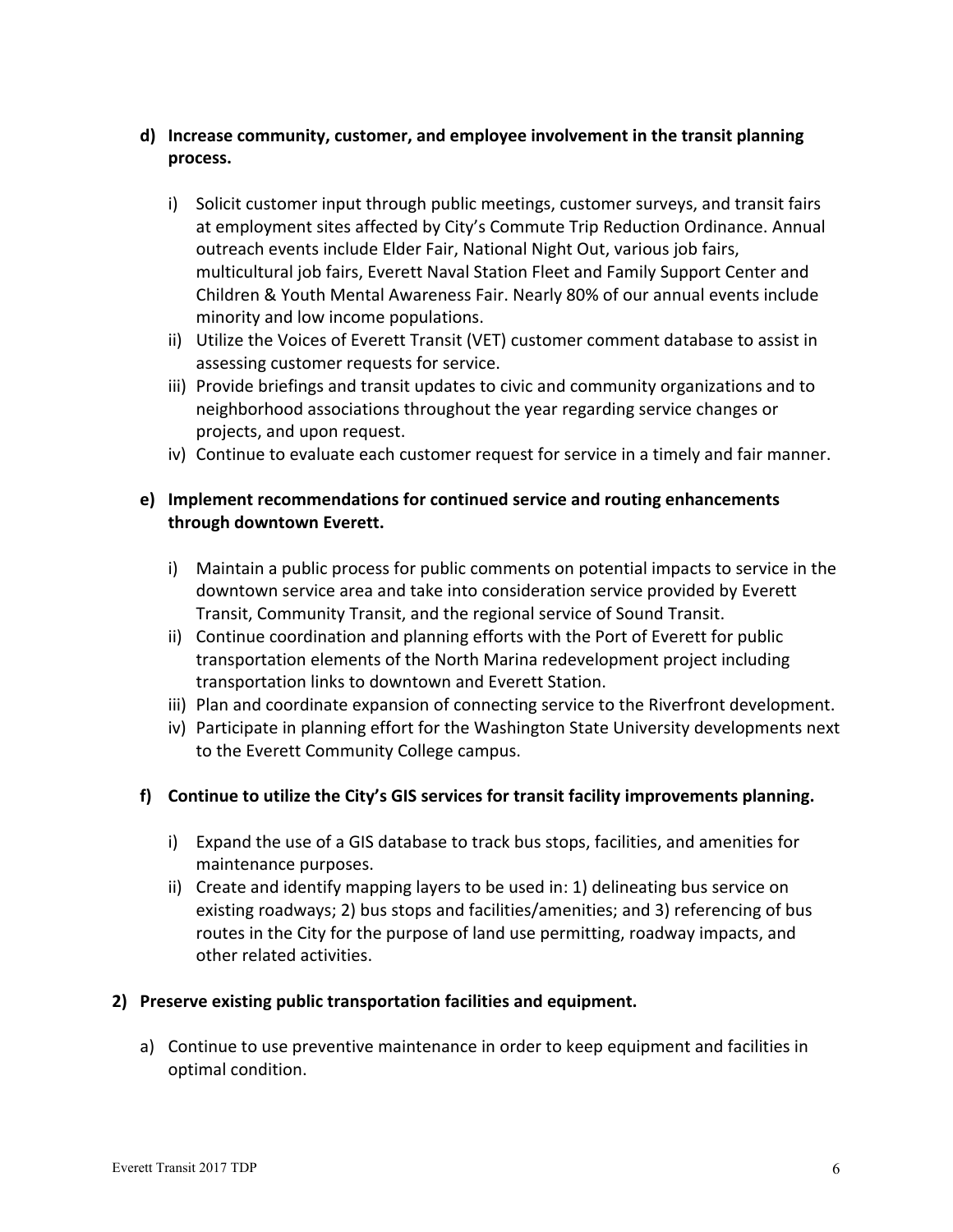**d) Increase community, customer, and employee involvement in the transit planning process.**

i) Solicit customer input through public meetings, customer surveys, and transit fairs at employment sites affected by City's Commute Trip Reduction Ordinance. Annual outreach events include Elder Fair, National Night Out, various job fairs, multicultural job fairs, Everett Naval Station Fleet and Family Support Center and Children & Youth Mental Awareness Fair. Nearly 80% of our annual events include minority and low income populations.

ii) Utilize the Voices of Everett Transit (VET) customer comment database to assist in assessing customer requests for service.

iii) Provide briefings and transit updates to civic and community organizations and to neighborhood associations throughout the year regarding service changes or projects, and upon request.

iv) Continue to evaluate each customer request for service in a timely and fair manner.

**e) Implement recommendations for continued service and routing enhancements through downtown Everett.**

i) Maintain a public process for public comments on potential impacts to service in the downtown service area and take into consideration service provided by Everett Transit, Community Transit, and the regional service of Sound Transit.

ii) Continue coordination and planning efforts with the Port of Everett for public transportation elements of the North Marina redevelopment project including transportation links to downtown and Everett Station.

iii) Plan and coordinate expansion of connecting service to the Riverfront development.

iv) Participate in planning effort for the Washington State University developments next to the Everett Community College campus.

**f) Continue to utilize the City's GIS services for transit facility improvements planning.**

i) Expand the use of a GIS database to track bus stops, facilities, and amenities for maintenance purposes.

ii) Create and identify mapping layers to be used in: 1) delineating bus service on existing roadways; 2) bus stops and facilities/amenities; and 3) referencing of bus routes in the City for the purpose of land use permitting, roadway impacts, and other related activities.

**2) Preserve existing public transportation facilities and equipment.**

a) Continue to use preventive maintenance in order to keep equipment and facilities in optimal condition.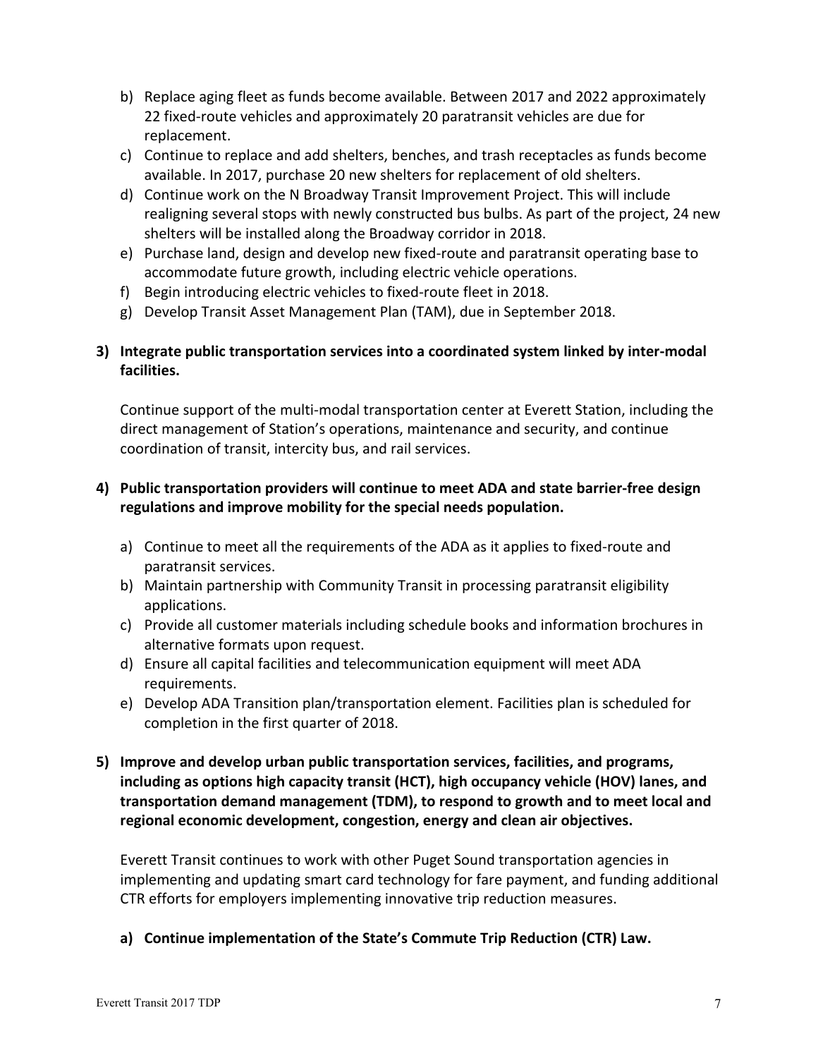b) Replace aging fleet as funds become available. Between 2017 and 2022 approximately 22 fixed-route vehicles and approximately 20 paratransit vehicles are due for replacement.
c) Continue to replace and add shelters, benches, and trash receptacles as funds become available. In 2017, purchase 20 new shelters for replacement of old shelters.
d) Continue work on the N Broadway Transit Improvement Project. This will include realigning several stops with newly constructed bus bulbs. As part of the project, 24 new shelters will be installed along the Broadway corridor in 2018.
e) Purchase land, design and develop new fixed-route and paratransit operating base to accommodate future growth, including electric vehicle operations.
f) Begin introducing electric vehicles to fixed-route fleet in 2018.
g) Develop Transit Asset Management Plan (TAM), due in September 2018.

**3) Integrate public transportation services into a coordinated system linked by inter-modal facilities.**

Continue support of the multi-modal transportation center at Everett Station, including the direct management of Station's operations, maintenance and security, and continue coordination of transit, intercity bus, and rail services.

**4) Public transportation providers will continue to meet ADA and state barrier-free design regulations and improve mobility for the special needs population.**

a) Continue to meet all the requirements of the ADA as it applies to fixed-route and paratransit services.
b) Maintain partnership with Community Transit in processing paratransit eligibility applications.
c) Provide all customer materials including schedule books and information brochures in alternative formats upon request.
d) Ensure all capital facilities and telecommunication equipment will meet ADA requirements.
e) Develop ADA Transition plan/transportation element. Facilities plan is scheduled for completion in the first quarter of 2018.

**5) Improve and develop urban public transportation services, facilities, and programs, including as options high capacity transit (HCT), high occupancy vehicle (HOV) lanes, and transportation demand management (TDM), to respond to growth and to meet local and regional economic development, congestion, energy and clean air objectives.**

Everett Transit continues to work with other Puget Sound transportation agencies in implementing and updating smart card technology for fare payment, and funding additional CTR efforts for employers implementing innovative trip reduction measures.

**a) Continue implementation of the State's Commute Trip Reduction (CTR) Law.**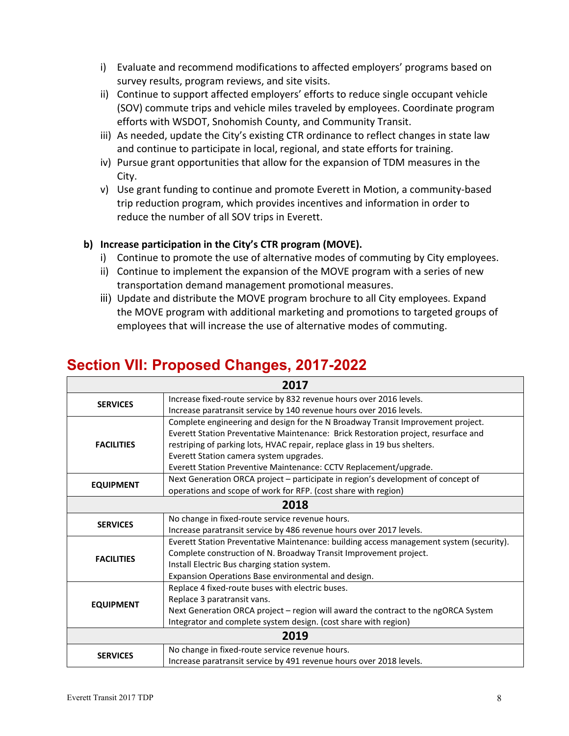i) Evaluate and recommend modifications to affected employers' programs based on survey results, program reviews, and site visits.
ii) Continue to support affected employers' efforts to reduce single occupant vehicle (SOV) commute trips and vehicle miles traveled by employees. Coordinate program efforts with WSDOT, Snohomish County, and Community Transit.
iii) As needed, update the City's existing CTR ordinance to reflect changes in state law and continue to participate in local, regional, and state efforts for training.
iv) Pursue grant opportunities that allow for the expansion of TDM measures in the City.
v) Use grant funding to continue and promote Everett in Motion, a community-based trip reduction program, which provides incentives and information in order to reduce the number of all SOV trips in Everett.

**b) Increase participation in the City's CTR program (MOVE).**

i) Continue to promote the use of alternative modes of commuting by City employees.
ii) Continue to implement the expansion of the MOVE program with a series of new transportation demand management promotional measures.
iii) Update and distribute the MOVE program brochure to all City employees. Expand the MOVE program with additional marketing and promotions to targeted groups of employees that will increase the use of alternative modes of commuting.

## Section VII: Proposed Changes, 2017-2022

| **2017** | |
|---|---|
| **SERVICES** | Increase fixed-route service by 832 revenue hours over 2016 levels.<br>Increase paratransit service by 140 revenue hours over 2016 levels. |
| **FACILITIES** | Complete engineering and design for the N Broadway Transit Improvement project.<br>Everett Station Preventative Maintenance: Brick Restoration project, resurface and restriping of parking lots, HVAC repair, replace glass in 19 bus shelters.<br>Everett Station camera system upgrades.<br>Everett Station Preventive Maintenance: CCTV Replacement/upgrade. |
| **EQUIPMENT** | Next Generation ORCA project – participate in region's development of concept of operations and scope of work for RFP. (cost share with region) |
| **2018** | |
| **SERVICES** | No change in fixed-route service revenue hours.<br>Increase paratransit service by 486 revenue hours over 2017 levels. |
| **FACILITIES** | Everett Station Preventative Maintenance: building access management system (security).<br>Complete construction of N. Broadway Transit Improvement project.<br>Install Electric Bus charging station system.<br>Expansion Operations Base environmental and design. |
| **EQUIPMENT** | Replace 4 fixed-route buses with electric buses.<br>Replace 3 paratransit vans.<br>Next Generation ORCA project – region will award the contract to the ngORCA System Integrator and complete system design. (cost share with region) |
| **2019** | |
| **SERVICES** | No change in fixed-route service revenue hours.<br>Increase paratransit service by 491 revenue hours over 2018 levels. |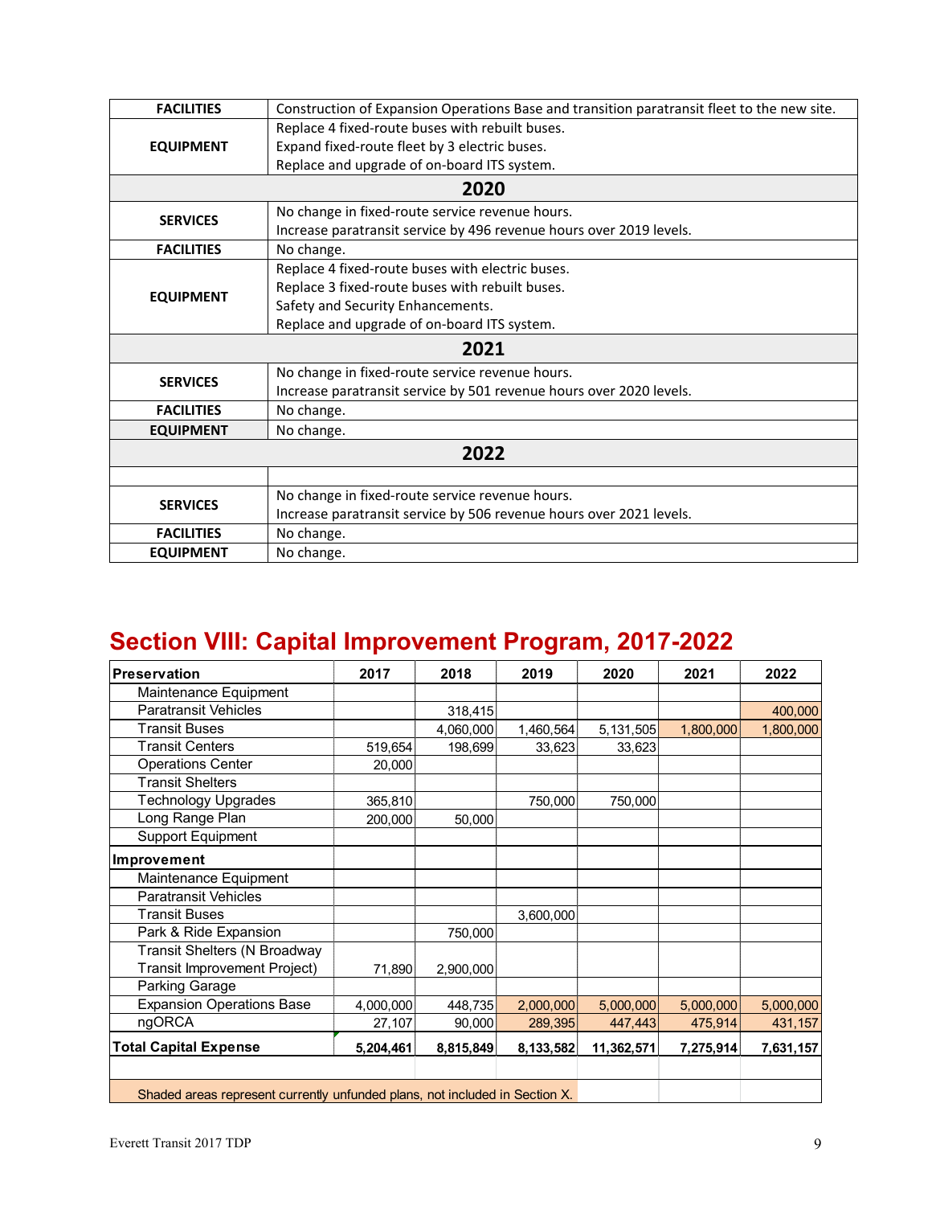| | |
|---|---|
| **FACILITIES** | Construction of Expansion Operations Base and transition paratransit fleet to the new site. |
| **EQUIPMENT** | Replace 4 fixed-route buses with rebuilt buses.<br>Expand fixed-route fleet by 3 electric buses.<br>Replace and upgrade of on-board ITS system. |
| **2020** | |
| **SERVICES** | No change in fixed-route service revenue hours.<br>Increase paratransit service by 496 revenue hours over 2019 levels. |
| **FACILITIES** | No change. |
| **EQUIPMENT** | Replace 4 fixed-route buses with electric buses.<br>Replace 3 fixed-route buses with rebuilt buses.<br>Safety and Security Enhancements.<br>Replace and upgrade of on-board ITS system. |
| **2021** | |
| **SERVICES** | No change in fixed-route service revenue hours.<br>Increase paratransit service by 501 revenue hours over 2020 levels. |
| **FACILITIES** | No change. |
| **EQUIPMENT** | No change. |
| **2022** | |
| | |
| **SERVICES** | No change in fixed-route service revenue hours.<br>Increase paratransit service by 506 revenue hours over 2021 levels. |
| **FACILITIES** | No change. |
| **EQUIPMENT** | No change. |

## Section VIII: Capital Improvement Program, 2017-2022

| **Preservation** | 2017 | 2018 | 2019 | 2020 | 2021 | 2022 |
|---|---|---|---|---|---|---|
| Maintenance Equipment | | | | | | |
| Paratransit Vehicles | | 318,415 | | | | 400,000 |
| Transit Buses | | 4,060,000 | 1,460,564 | 5,131,505 | 1,800,000 | 1,800,000 |
| Transit Centers | 519,654 | 198,699 | 33,623 | 33,623 | | |
| Operations Center | 20,000 | | | | | |
| Transit Shelters | | | | | | |
| Technology Upgrades | 365,810 | | 750,000 | 750,000 | | |
| Long Range Plan | 200,000 | 50,000 | | | | |
| Support Equipment | | | | | | |
| **Improvement** | | | | | | |
| Maintenance Equipment | | | | | | |
| Paratransit Vehicles | | | | | | |
| Transit Buses | | | 3,600,000 | | | |
| Park & Ride Expansion | | 750,000 | | | | |
| Transit Shelters (N Broadway Transit Improvement Project) | 71,890 | 2,900,000 | | | | |
| Parking Garage | | | | | | |
| Expansion Operations Base | 4,000,000 | 448,735 | 2,000,000 | 5,000,000 | 5,000,000 | 5,000,000 |
| ngORCA | 27,107 | 90,000 | 289,395 | 447,443 | 475,914 | 431,157 |
| **Total Capital Expense** | **5,204,461** | **8,815,849** | **8,133,582** | **11,362,571** | **7,275,914** | **7,631,157** |

Shaded areas represent currently unfunded plans, not included in Section X.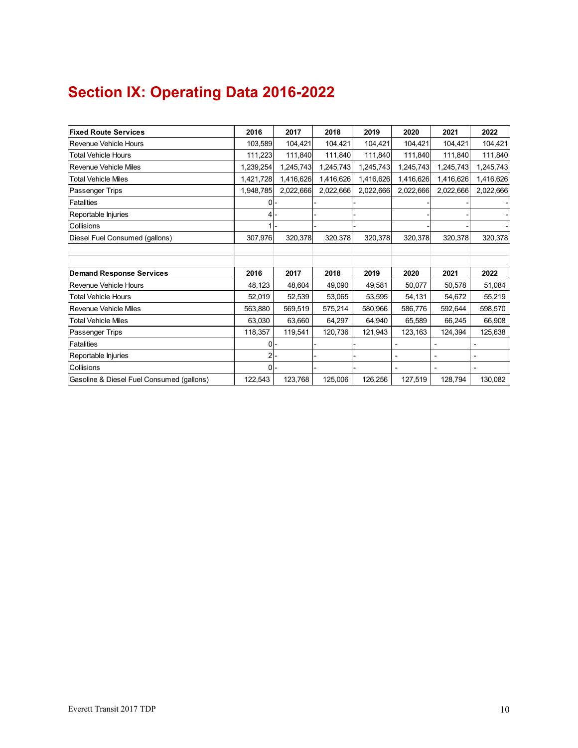# Section IX: Operating Data 2016-2022

| Fixed Route Services | 2016 | 2017 | 2018 | 2019 | 2020 | 2021 | 2022 |
|---|---|---|---|---|---|---|---|
| Revenue Vehicle Hours | 103,589 | 104,421 | 104,421 | 104,421 | 104,421 | 104,421 | 104,421 |
| Total Vehicle Hours | 111,223 | 111,840 | 111,840 | 111,840 | 111,840 | 111,840 | 111,840 |
| Revenue Vehicle Miles | 1,239,254 | 1,245,743 | 1,245,743 | 1,245,743 | 1,245,743 | 1,245,743 | 1,245,743 |
| Total Vehicle Miles | 1,421,728 | 1,416,626 | 1,416,626 | 1,416,626 | 1,416,626 | 1,416,626 | 1,416,626 |
| Passenger Trips | 1,948,785 | 2,022,666 | 2,022,666 | 2,022,666 | 2,022,666 | 2,022,666 | 2,022,666 |
| Fatalities | 0 | - | - | - | - | - | - |
| Reportable Injuries | 4 | - | - | - | - | - | - |
| Collisions | 1 | - | - | - | - | - | - |
| Diesel Fuel Consumed (gallons) | 307,976 | 320,378 | 320,378 | 320,378 | 320,378 | 320,378 | 320,378 |

| Demand Response Services | 2016 | 2017 | 2018 | 2019 | 2020 | 2021 | 2022 |
|---|---|---|---|---|---|---|---|
| Revenue Vehicle Hours | 48,123 | 48,604 | 49,090 | 49,581 | 50,077 | 50,578 | 51,084 |
| Total Vehicle Hours | 52,019 | 52,539 | 53,065 | 53,595 | 54,131 | 54,672 | 55,219 |
| Revenue Vehicle Miles | 563,880 | 569,519 | 575,214 | 580,966 | 586,776 | 592,644 | 598,570 |
| Total Vehicle Miles | 63,030 | 63,660 | 64,297 | 64,940 | 65,589 | 66,245 | 66,908 |
| Passenger Trips | 118,357 | 119,541 | 120,736 | 121,943 | 123,163 | 124,394 | 125,638 |
| Fatalities | 0 | - | - | - | - | - | - |
| Reportable Injuries | 2 | - | - | - | - | - | - |
| Collisions | 0 | - | - | - | - | - | - |
| Gasoline & Diesel Fuel Consumed (gallons) | 122,543 | 123,768 | 125,006 | 126,256 | 127,519 | 128,794 | 130,082 |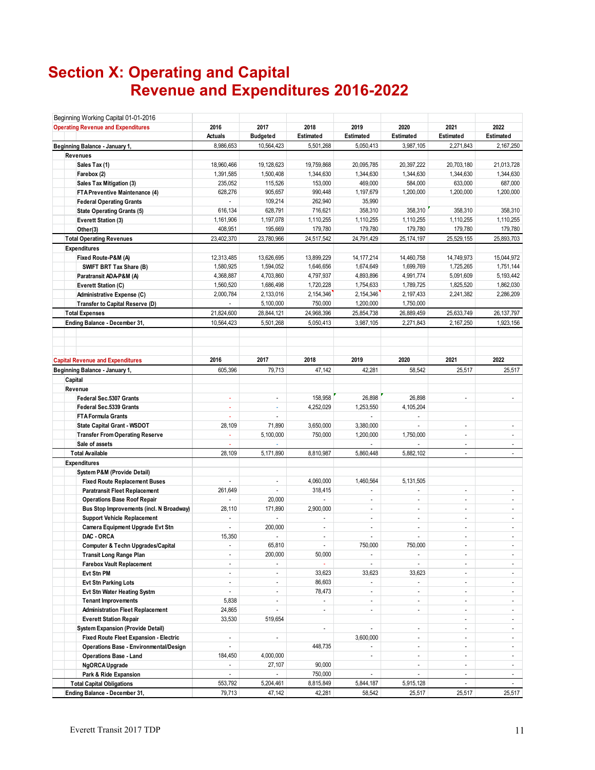# Section X: Operating and Capital Revenue and Expenditures 2016-2022

| Beginning Working Capital 01-01-2016 | | | | | | | |
|---|---|---|---|---|---|---|---|
| **Operating Revenue and Expenditures** | **2016** | **2017** | **2018** | **2019** | **2020** | **2021** | **2022** |
| | **Actuals** | **Budgeted** | **Estimated** | **Estimated** | **Estimated** | **Estimated** | **Estimated** |
| **Beginning Balance - January 1,** | 8,986,653 | 10,564,423 | 5,501,268 | 5,050,413 | 3,987,105 | 2,271,843 | 2,167,250 |
| **Revenues** | | | | | | | |
| **Sales Tax (1)** | 18,960,466 | 19,128,623 | 19,759,868 | 20,095,785 | 20,397,222 | 20,703,180 | 21,013,728 |
| **Farebox (2)** | 1,391,585 | 1,500,408 | 1,344,630 | 1,344,630 | 1,344,630 | 1,344,630 | 1,344,630 |
| **Sales Tax Mitigation (3)** | 235,052 | 115,526 | 153,000 | 469,000 | 584,000 | 633,000 | 687,000 |
| **FTA Preventive Maintenance (4)** | 628,276 | 905,657 | 990,448 | 1,197,679 | 1,200,000 | 1,200,000 | 1,200,000 |
| **Federal Operating Grants** | - | 109,214 | 262,940 | 35,990 | | | |
| **State Operating Grants (5)** | 616,134 | 628,791 | 716,621 | 358,310 | 358,310 | 358,310 | 358,310 |
| **Everett Station (3)** | 1,161,906 | 1,197,078 | 1,110,255 | 1,110,255 | 1,110,255 | 1,110,255 | 1,110,255 |
| **Other(3)** | 408,951 | 195,669 | 179,780 | 179,780 | 179,780 | 179,780 | 179,780 |
| **Total Operating Revenues** | 23,402,370 | 23,780,966 | 24,517,542 | 24,791,429 | 25,174,197 | 25,529,155 | 25,893,703 |
| **Expenditures** | | | | | | | |
| **Fixed Route-P&M (A)** | 12,313,485 | 13,626,695 | 13,899,229 | 14,177,214 | 14,460,758 | 14,749,973 | 15,044,972 |
| **SWIFT BRT Tax Share (B)** | 1,580,925 | 1,594,052 | 1,646,656 | 1,674,649 | 1,699,769 | 1,725,265 | 1,751,144 |
| **Paratransit ADA-P&M (A)** | 4,368,887 | 4,703,860 | 4,797,937 | 4,893,896 | 4,991,774 | 5,091,609 | 5,193,442 |
| **Everett Station (C)** | 1,560,520 | 1,686,498 | 1,720,228 | 1,754,633 | 1,789,725 | 1,825,520 | 1,862,030 |
| **Administrative Expense (C)** | 2,000,784 | 2,133,016 | 2,154,346 | 2,154,346 | 2,197,433 | 2,241,382 | 2,286,209 |
| **Transfer to Capital Reserve (D)** | - | 5,100,000 | 750,000 | 1,200,000 | 1,750,000 | | |
| **Total Expenses** | 21,824,600 | 28,844,121 | 24,968,396 | 25,854,738 | 26,889,459 | 25,633,749 | 26,137,797 |
| **Ending Balance - December 31,** | 10,564,423 | 5,501,268 | 5,050,413 | 3,987,105 | 2,271,843 | 2,167,250 | 1,923,156 |

| **Capital Revenue and Expenditures** | **2016** | **2017** | **2018** | **2019** | **2020** | **2021** | **2022** |
|---|---|---|---|---|---|---|---|
| **Beginning Balance - January 1,** | 605,396 | 79,713 | 47,142 | 42,281 | 58,542 | 25,517 | 25,517 |
| **Capital** | | | | | | | |
| **Revenue** | | | | | | | |
| **Federal Sec.5307 Grants** | - | - | 158,958 | 26,898 | 26,898 | - | - |
| **Federal Sec.5339 Grants** | - | - | 4,252,029 | 1,253,550 | 4,105,204 | | |
| **FTA Formula Grants** | - | - | | - | - | | |
| **State Capital Grant - WSDOT** | 28,109 | 71,890 | 3,650,000 | 3,380,000 | - | - | - |
| **Transfer From Operating Reserve** | - | 5,100,000 | 750,000 | 1,200,000 | 1,750,000 | - | - |
| **Sale of assets** | - | - | | - | - | - | - |
| **Total Available** | 28,109 | 5,171,890 | 8,810,987 | 5,860,448 | 5,882,102 | - | - |
| **Expenditures** | | | | | | | |
| **System P&M (Provide Detail)** | | | | | | | |
| **Fixed Route Replacement Buses** | - | - | 4,060,000 | 1,460,564 | 5,131,505 | | |
| **Paratransit Fleet Replacement** | 261,649 | - | 318,415 | - | - | - | - |
| **Operations Base Roof Repair** | - | 20,000 | - | - | - | - | - |
| **Bus Stop Improvements (incl. N Broadway)** | 28,110 | 171,890 | 2,900,000 | - | - | - | - |
| **Support Vehicle Replacement** | - | - | - | - | - | - | - |
| **Camera Equipment Upgrade Evt Stn** | - | 200,000 | - | - | - | - | - |
| **DAC - ORCA** | 15,350 | - | - | - | - | - | - |
| **Computer & Techn Upgrades/Capital** | - | 65,810 | - | 750,000 | 750,000 | - | - |
| **Transit Long Range Plan** | - | 200,000 | 50,000 | - | - | - | - |
| **Farebox Vault Replacement** | - | - | - | - | - | - | - |
| **Evt Stn PM** | - | - | 33,623 | 33,623 | 33,623 | - | - |
| **Evt Stn Parking Lots** | - | - | 86,603 | - | - | - | - |
| **Evt Stn Water Heating Systm** | - | - | 78,473 | - | - | - | - |
| **Tenant Improvements** | 5,838 | - | - | - | - | - | - |
| **Administration Fleet Replacement** | 24,865 | - | - | - | - | - | - |
| **Everett Station Repair** | 33,530 | 519,654 | | | | - | - |
| **System Expansion (Provide Detail)** | | | - | - | - | - | - |
| **Fixed Route Fleet Expansion - Electric** | - | - | | 3,600,000 | - | - | - |
| **Operations Base - Environmental/Design** | - | | 448,735 | - | - | - | - |
| **Operations Base - Land** | 184,450 | 4,000,000 | | - | - | - | - |
| **NgORCA Upgrade** | - | 27,107 | 90,000 | | - | - | - |
| **Park & Ride Expansion** | - | - | 750,000 | - | - | - | - |
| **Total Capital Obligations** | 553,792 | 5,204,461 | 8,815,849 | 5,844,187 | 5,915,128 | - | - |
| **Ending Balance - December 31,** | 79,713 | 47,142 | 42,281 | 58,542 | 25,517 | 25,517 | 25,517 |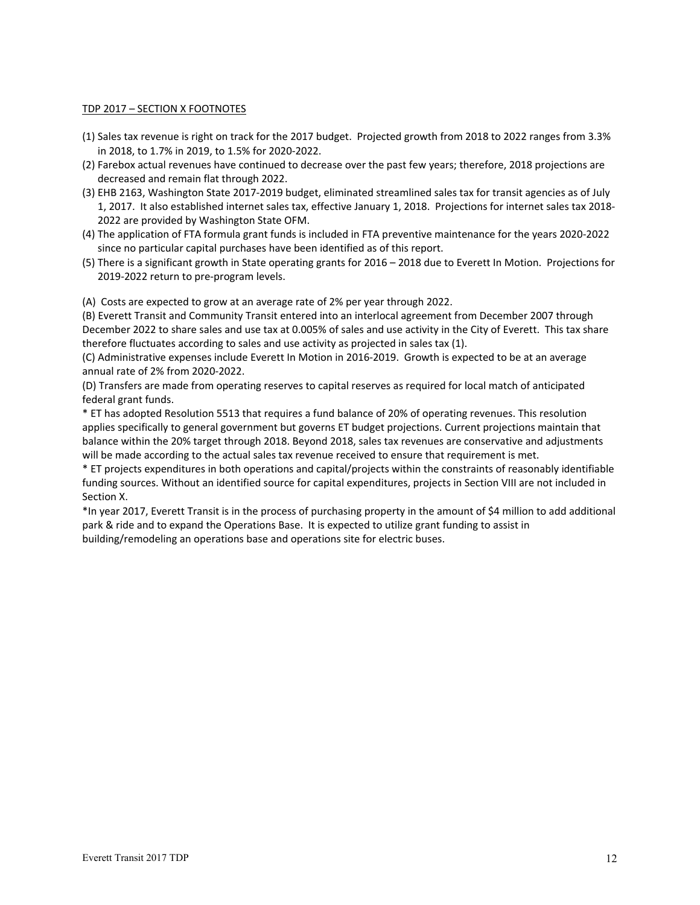<u>TDP 2017 – SECTION X FOOTNOTES</u>

(1) Sales tax revenue is right on track for the 2017 budget. Projected growth from 2018 to 2022 ranges from 3.3% in 2018, to 1.7% in 2019, to 1.5% for 2020-2022.

(2) Farebox actual revenues have continued to decrease over the past few years; therefore, 2018 projections are decreased and remain flat through 2022.

(3) EHB 2163, Washington State 2017-2019 budget, eliminated streamlined sales tax for transit agencies as of July 1, 2017. It also established internet sales tax, effective January 1, 2018. Projections for internet sales tax 2018-2022 are provided by Washington State OFM.

(4) The application of FTA formula grant funds is included in FTA preventive maintenance for the years 2020-2022 since no particular capital purchases have been identified as of this report.

(5) There is a significant growth in State operating grants for 2016 – 2018 due to Everett In Motion. Projections for 2019-2022 return to pre-program levels.

(A) Costs are expected to grow at an average rate of 2% per year through 2022.

(B) Everett Transit and Community Transit entered into an interlocal agreement from December 2007 through December 2022 to share sales and use tax at 0.005% of sales and use activity in the City of Everett. This tax share therefore fluctuates according to sales and use activity as projected in sales tax (1).

(C) Administrative expenses include Everett In Motion in 2016-2019. Growth is expected to be at an average annual rate of 2% from 2020-2022.

(D) Transfers are made from operating reserves to capital reserves as required for local match of anticipated federal grant funds.

* ET has adopted Resolution 5513 that requires a fund balance of 20% of operating revenues. This resolution applies specifically to general government but governs ET budget projections. Current projections maintain that balance within the 20% target through 2018. Beyond 2018, sales tax revenues are conservative and adjustments will be made according to the actual sales tax revenue received to ensure that requirement is met.

* ET projects expenditures in both operations and capital/projects within the constraints of reasonably identifiable funding sources. Without an identified source for capital expenditures, projects in Section VIII are not included in Section X.

*In year 2017, Everett Transit is in the process of purchasing property in the amount of $4 million to add additional park & ride and to expand the Operations Base. It is expected to utilize grant funding to assist in building/remodeling an operations base and operations site for electric buses.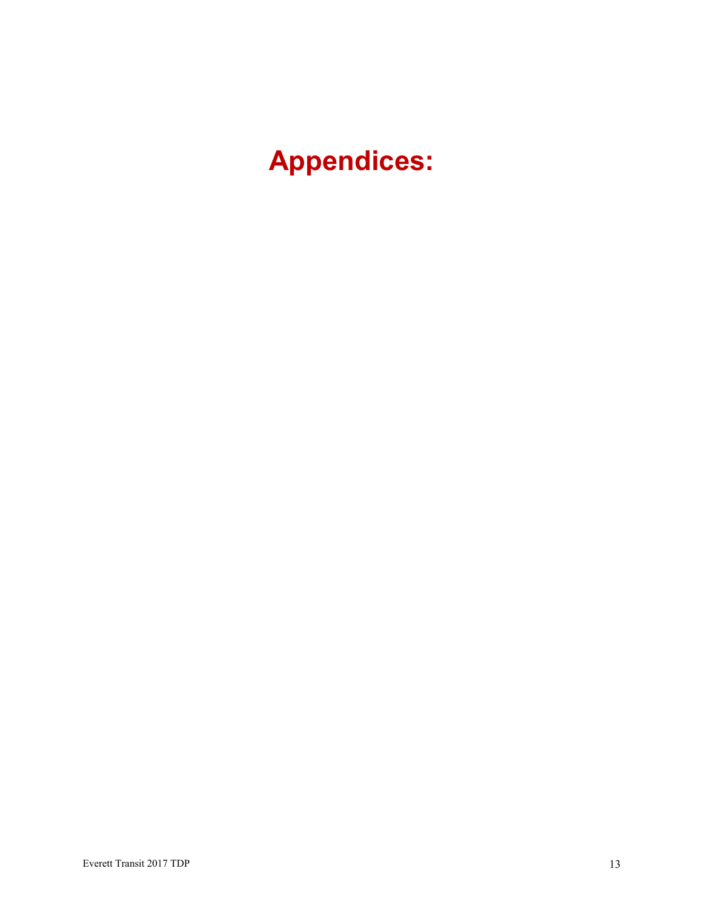# Appendices: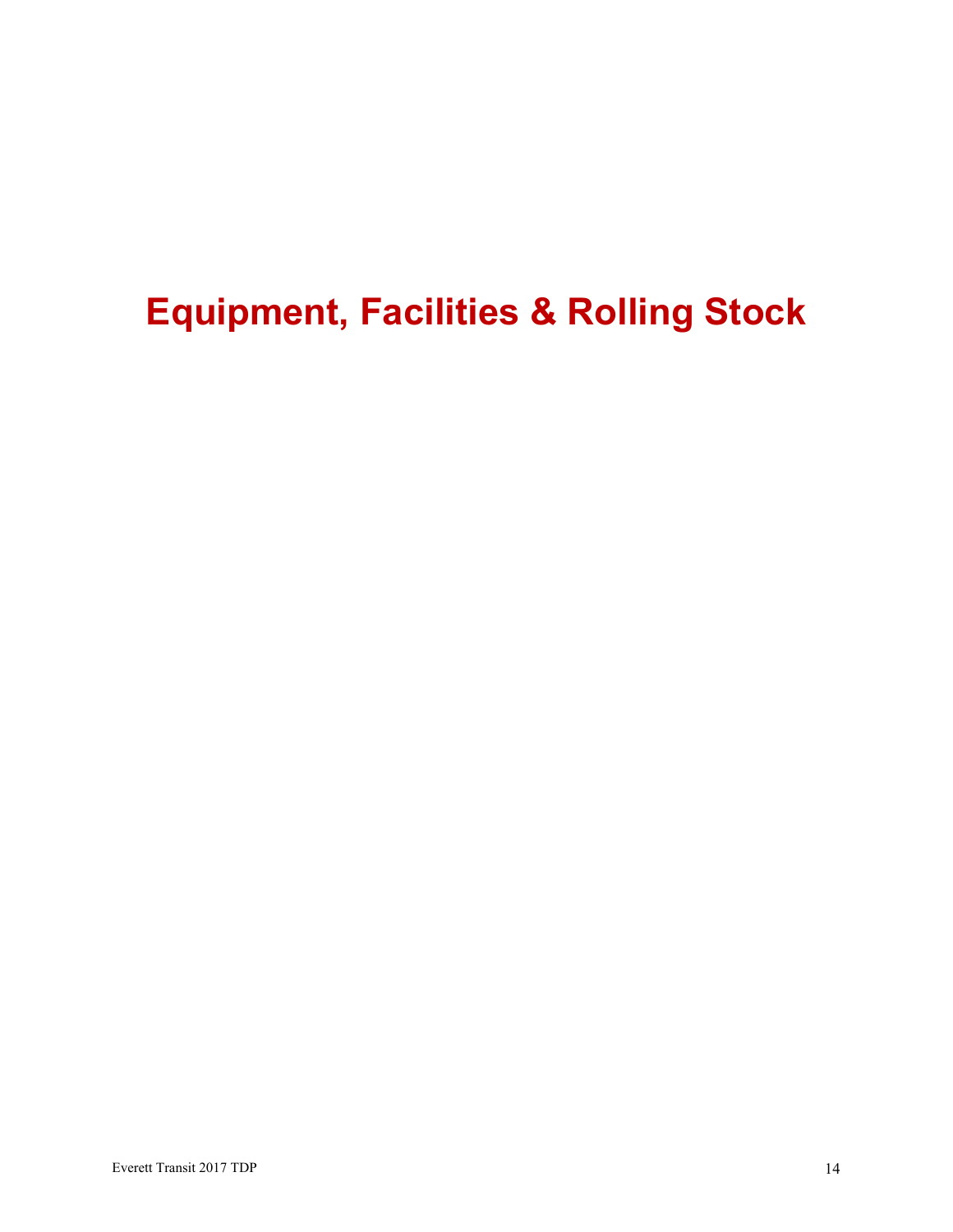# Equipment, Facilities & Rolling Stock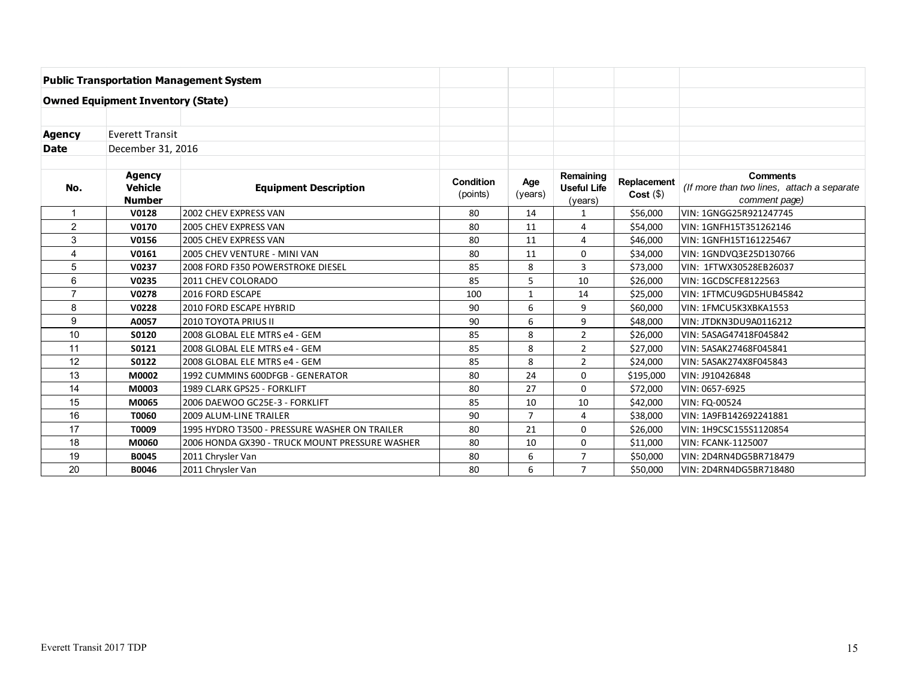**Public Transportation Management System**

**Owned Equipment Inventory (State)**

**Agency** Everett Transit

**Date** December 31, 2016

| No. | Agency Vehicle Number | Equipment Description | Condition (points) | Age (years) | Remaining Useful Life (years) | Replacement Cost ($) | Comments *(If more than two lines, attach a separate comment page)* |
|---|---|---|---|---|---|---|---|
| 1 | **V0128** | 2002 CHEV EXPRESS VAN | 80 | 14 | 1 | $56,000 | VIN: 1GNGG25R921247745 |
| 2 | **V0170** | 2005 CHEV EXPRESS VAN | 80 | 11 | 4 | $54,000 | VIN: 1GNFH15T351262146 |
| 3 | **V0156** | 2005 CHEV EXPRESS VAN | 80 | 11 | 4 | $46,000 | VIN: 1GNFH15T161225467 |
| 4 | **V0161** | 2005 CHEV VENTURE - MINI VAN | 80 | 11 | 0 | $34,000 | VIN: 1GNDVQ3E25D130766 |
| 5 | **V0237** | 2008 FORD F350 POWERSTROKE DIESEL | 85 | 8 | 3 | $73,000 | VIN: 1FTWX30528EB26037 |
| 6 | **V0235** | 2011 CHEV COLORADO | 85 | 5 | 10 | $26,000 | VIN: 1GCDSCFE8122563 |
| 7 | **V0278** | 2016 FORD ESCAPE | 100 | 1 | 14 | $25,000 | VIN: 1FTMCU9GD5HUB45842 |
| 8 | **V0228** | 2010 FORD ESCAPE HYBRID | 90 | 6 | 9 | $60,000 | VIN: 1FMCU5K3XBKA1553 |
| 9 | **A0057** | 2010 TOYOTA PRIUS II | 90 | 6 | 9 | $48,000 | VIN: JTDKN3DU9A0116212 |
| 10 | **S0120** | 2008 GLOBAL ELE MTRS e4 - GEM | 85 | 8 | 2 | $26,000 | VIN: 5ASAG47418F045842 |
| 11 | **S0121** | 2008 GLOBAL ELE MTRS e4 - GEM | 85 | 8 | 2 | $27,000 | VIN: 5ASAK27468F045841 |
| 12 | **S0122** | 2008 GLOBAL ELE MTRS e4 - GEM | 85 | 8 | 2 | $24,000 | VIN: 5ASAK274X8F045843 |
| 13 | **M0002** | 1992 CUMMINS 600DFGB - GENERATOR | 80 | 24 | 0 | $195,000 | VIN: J910426848 |
| 14 | **M0003** | 1989 CLARK GPS25 - FORKLIFT | 80 | 27 | 0 | $72,000 | VIN: 0657-6925 |
| 15 | **M0065** | 2006 DAEWOO GC25E-3 - FORKLIFT | 85 | 10 | 10 | $42,000 | VIN: FQ-00524 |
| 16 | **T0060** | 2009 ALUM-LINE TRAILER | 90 | 7 | 4 | $38,000 | VIN: 1A9FB142692241881 |
| 17 | **T0009** | 1995 HYDRO T3500 - PRESSURE WASHER ON TRAILER | 80 | 21 | 0 | $26,000 | VIN: 1H9CSC155S1120854 |
| 18 | **M0060** | 2006 HONDA GX390 - TRUCK MOUNT PRESSURE WASHER | 80 | 10 | 0 | $11,000 | VIN: FCANK-1125007 |
| 19 | **B0045** | 2011 Chrysler Van | 80 | 6 | 7 | $50,000 | VIN: 2D4RN4DG5BR718479 |
| 20 | **B0046** | 2011 Chrysler Van | 80 | 6 | 7 | $50,000 | VIN: 2D4RN4DG5BR718480 |

Everett Transit 2017 TDP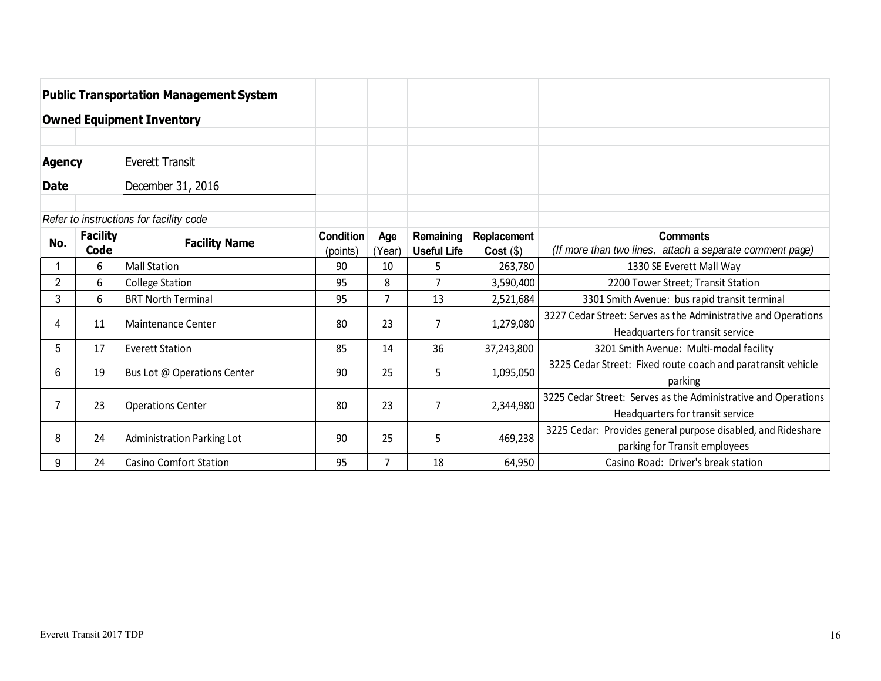**Public Transportation Management System**

**Owned Equipment Inventory**

**Agency** Everett Transit

**Date** December 31, 2016

*Refer to instructions for facility code*

| No. | Facility Code | Facility Name | Condition (points) | Age (Year) | Remaining Useful Life | Replacement Cost ($) | Comments *(If more than two lines, attach a separate comment page)* |
|---|---|---|---|---|---|---|---|
| 1 | 6 | Mall Station | 90 | 10 | 5 | 263,780 | 1330 SE Everett Mall Way |
| 2 | 6 | College Station | 95 | 8 | 7 | 3,590,400 | 2200 Tower Street; Transit Station |
| 3 | 6 | BRT North Terminal | 95 | 7 | 13 | 2,521,684 | 3301 Smith Avenue: bus rapid transit terminal |
| 4 | 11 | Maintenance Center | 80 | 23 | 7 | 1,279,080 | 3227 Cedar Street: Serves as the Administrative and Operations Headquarters for transit service |
| 5 | 17 | Everett Station | 85 | 14 | 36 | 37,243,800 | 3201 Smith Avenue: Multi-modal facility |
| 6 | 19 | Bus Lot @ Operations Center | 90 | 25 | 5 | 1,095,050 | 3225 Cedar Street: Fixed route coach and paratransit vehicle parking |
| 7 | 23 | Operations Center | 80 | 23 | 7 | 2,344,980 | 3225 Cedar Street: Serves as the Administrative and Operations Headquarters for transit service |
| 8 | 24 | Administration Parking Lot | 90 | 25 | 5 | 469,238 | 3225 Cedar: Provides general purpose disabled, and Rideshare parking for Transit employees |
| 9 | 24 | Casino Comfort Station | 95 | 7 | 18 | 64,950 | Casino Road: Driver's break station |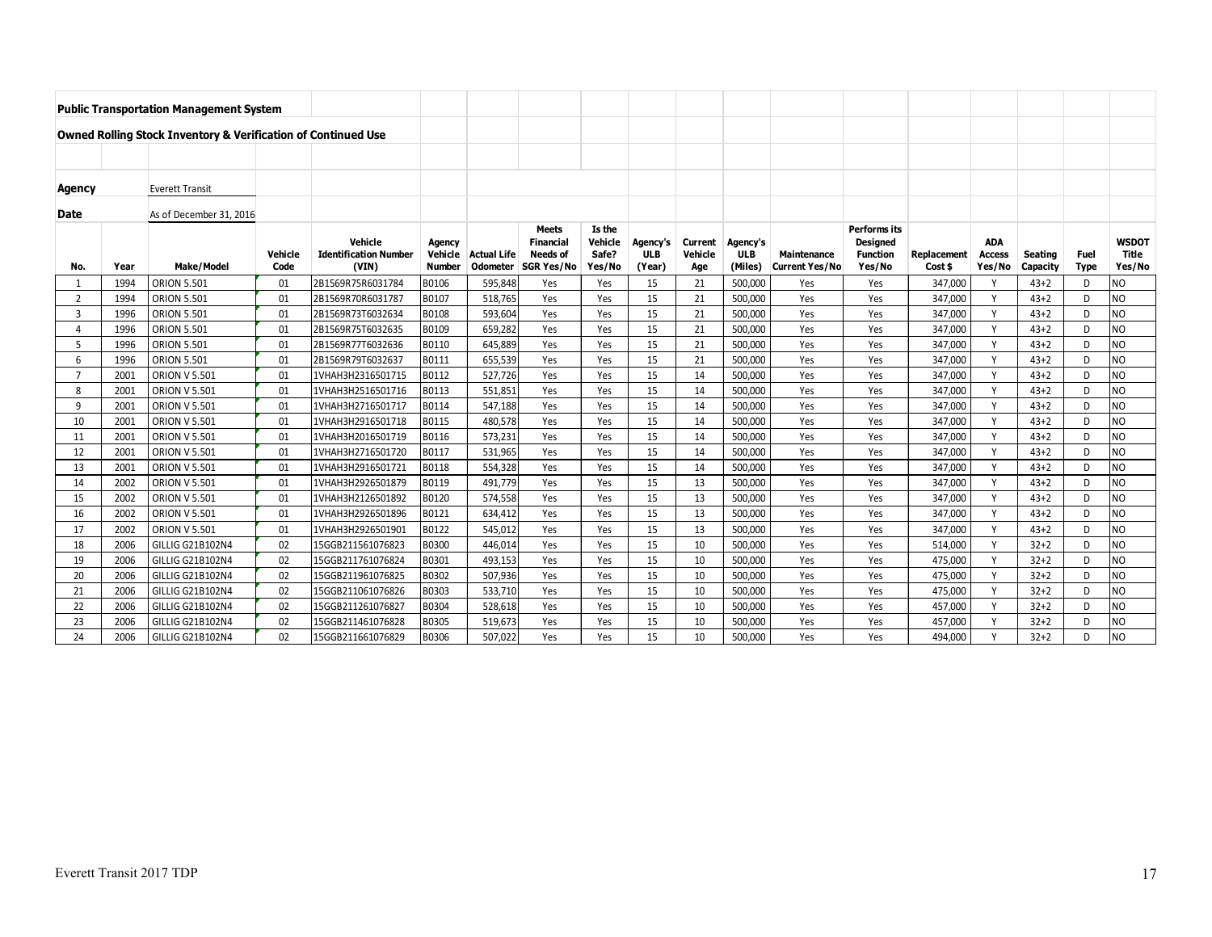**Public Transportation Management System**

**Owned Rolling Stock Inventory & Verification of Continued Use**

**Agency** Everett Transit

**Date** As of December 31, 2016

| No. | Year | Make/Model | Vehicle Code | Vehicle Identification Number (VIN) | Agency Vehicle Number | Actual Life Odometer | Meets Financial Needs of SGR Yes/No | Is the Vehicle Safe? Yes/No | Agency's ULB (Year) | Current Vehicle Age | Agency's ULB (Miles) | Maintenance Current Yes/No | Performs its Designed Function Yes/No | Replacement Cost $ | ADA Access Yes/No | Seating Capacity | Fuel Type | WSDOT Title Yes/No |
|---|---|---|---|---|---|---|---|---|---|---|---|---|---|---|---|---|---|---|
| 1 | 1994 | ORION 5.501 | 01 | 2B1569R75R6031784 | B0106 | 595,848 | Yes | Yes | 15 | 21 | 500,000 | Yes | Yes | 347,000 | Y | 43+2 | D | NO |
| 2 | 1994 | ORION 5.501 | 01 | 2B1569R70R6031787 | B0107 | 518,765 | Yes | Yes | 15 | 21 | 500,000 | Yes | Yes | 347,000 | Y | 43+2 | D | NO |
| 3 | 1996 | ORION 5.501 | 01 | 2B1569R73T6032634 | B0108 | 593,604 | Yes | Yes | 15 | 21 | 500,000 | Yes | Yes | 347,000 | Y | 43+2 | D | NO |
| 4 | 1996 | ORION 5.501 | 01 | 2B1569R75T6032635 | B0109 | 659,282 | Yes | Yes | 15 | 21 | 500,000 | Yes | Yes | 347,000 | Y | 43+2 | D | NO |
| 5 | 1996 | ORION 5.501 | 01 | 2B1569R77T6032636 | B0110 | 645,889 | Yes | Yes | 15 | 21 | 500,000 | Yes | Yes | 347,000 | Y | 43+2 | D | NO |
| 6 | 1996 | ORION 5.501 | 01 | 2B1569R79T6032637 | B0111 | 655,539 | Yes | Yes | 15 | 21 | 500,000 | Yes | Yes | 347,000 | Y | 43+2 | D | NO |
| 7 | 2001 | ORION V 5.501 | 01 | 1VHAH3H2316501715 | B0112 | 527,726 | Yes | Yes | 15 | 14 | 500,000 | Yes | Yes | 347,000 | Y | 43+2 | D | NO |
| 8 | 2001 | ORION V 5.501 | 01 | 1VHAH3H2516501716 | B0113 | 551,851 | Yes | Yes | 15 | 14 | 500,000 | Yes | Yes | 347,000 | Y | 43+2 | D | NO |
| 9 | 2001 | ORION V 5.501 | 01 | 1VHAH3H2716501717 | B0114 | 547,188 | Yes | Yes | 15 | 14 | 500,000 | Yes | Yes | 347,000 | Y | 43+2 | D | NO |
| 10 | 2001 | ORION V 5.501 | 01 | 1VHAH3H2916501718 | B0115 | 480,578 | Yes | Yes | 15 | 14 | 500,000 | Yes | Yes | 347,000 | Y | 43+2 | D | NO |
| 11 | 2001 | ORION V 5.501 | 01 | 1VHAH3H2016501719 | B0116 | 573,231 | Yes | Yes | 15 | 14 | 500,000 | Yes | Yes | 347,000 | Y | 43+2 | D | NO |
| 12 | 2001 | ORION V 5.501 | 01 | 1VHAH3H2716501720 | B0117 | 531,965 | Yes | Yes | 15 | 14 | 500,000 | Yes | Yes | 347,000 | Y | 43+2 | D | NO |
| 13 | 2001 | ORION V 5.501 | 01 | 1VHAH3H2916501721 | B0118 | 554,328 | Yes | Yes | 15 | 14 | 500,000 | Yes | Yes | 347,000 | Y | 43+2 | D | NO |
| 14 | 2002 | ORION V 5.501 | 01 | 1VHAH3H2926501879 | B0119 | 491,779 | Yes | Yes | 15 | 13 | 500,000 | Yes | Yes | 347,000 | Y | 43+2 | D | NO |
| 15 | 2002 | ORION V 5.501 | 01 | 1VHAH3H2126501892 | B0120 | 574,558 | Yes | Yes | 15 | 13 | 500,000 | Yes | Yes | 347,000 | Y | 43+2 | D | NO |
| 16 | 2002 | ORION V 5.501 | 01 | 1VHAH3H2926501896 | B0121 | 634,412 | Yes | Yes | 15 | 13 | 500,000 | Yes | Yes | 347,000 | Y | 43+2 | D | NO |
| 17 | 2002 | ORION V 5.501 | 01 | 1VHAH3H2926501901 | B0122 | 545,012 | Yes | Yes | 15 | 13 | 500,000 | Yes | Yes | 347,000 | Y | 43+2 | D | NO |
| 18 | 2006 | GILLIG G21B102N4 | 02 | 15GGB211561076823 | B0300 | 446,014 | Yes | Yes | 15 | 10 | 500,000 | Yes | Yes | 514,000 | Y | 32+2 | D | NO |
| 19 | 2006 | GILLIG G21B102N4 | 02 | 15GGB211761076824 | B0301 | 493,153 | Yes | Yes | 15 | 10 | 500,000 | Yes | Yes | 475,000 | Y | 32+2 | D | NO |
| 20 | 2006 | GILLIG G21B102N4 | 02 | 15GGB211961076825 | B0302 | 507,936 | Yes | Yes | 15 | 10 | 500,000 | Yes | Yes | 475,000 | Y | 32+2 | D | NO |
| 21 | 2006 | GILLIG G21B102N4 | 02 | 15GGB211061076826 | B0303 | 533,710 | Yes | Yes | 15 | 10 | 500,000 | Yes | Yes | 475,000 | Y | 32+2 | D | NO |
| 22 | 2006 | GILLIG G21B102N4 | 02 | 15GGB211261076827 | B0304 | 528,618 | Yes | Yes | 15 | 10 | 500,000 | Yes | Yes | 457,000 | Y | 32+2 | D | NO |
| 23 | 2006 | GILLIG G21B102N4 | 02 | 15GGB211461076828 | B0305 | 519,673 | Yes | Yes | 15 | 10 | 500,000 | Yes | Yes | 457,000 | Y | 32+2 | D | NO |
| 24 | 2006 | GILLIG G21B102N4 | 02 | 15GGB211661076829 | B0306 | 507,022 | Yes | Yes | 15 | 10 | 500,000 | Yes | Yes | 494,000 | Y | 32+2 | D | NO |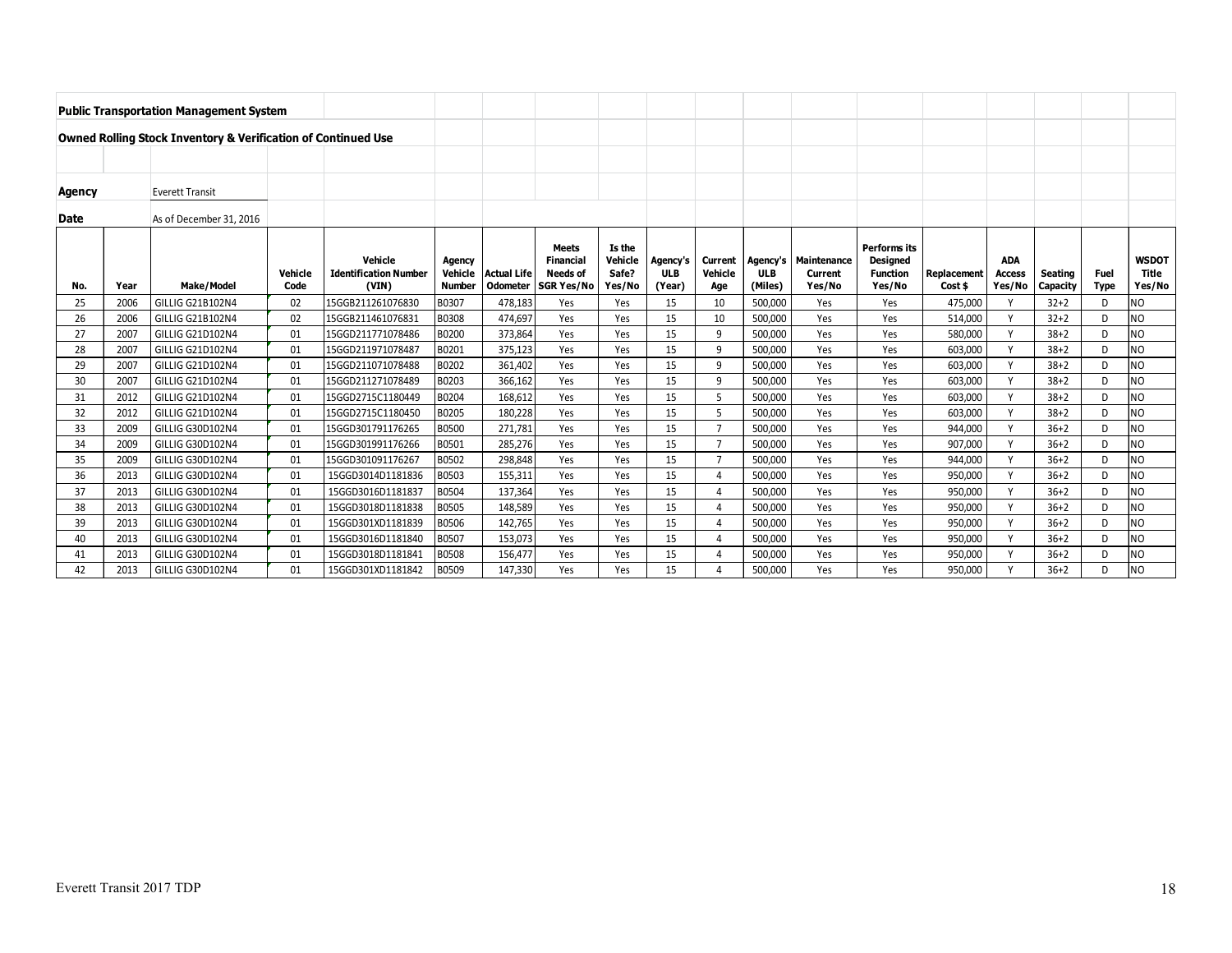**Public Transportation Management System**

**Owned Rolling Stock Inventory & Verification of Continued Use**

**Agency** Everett Transit

**Date** As of December 31, 2016

| No. | Year | Make/Model | Vehicle Code | Vehicle Identification Number (VIN) | Agency Vehicle Number | Actual Life Odometer | Meets Financial Needs of SGR Yes/No | Is the Vehicle Safe? Yes/No | Agency's ULB (Year) | Current Vehicle Age | Agency's ULB (Miles) | Maintenance Current Yes/No | Performs its Designed Function Yes/No | Replacement Cost $ | ADA Access Yes/No | Seating Capacity | Fuel Type | WSDOT Title Yes/No |
|---|---|---|---|---|---|---|---|---|---|---|---|---|---|---|---|---|---|---|
| 25 | 2006 | GILLIG G21B102N4 | 02 | 15GGB211261076830 | B0307 | 478,183 | Yes | Yes | 15 | 10 | 500,000 | Yes | Yes | 475,000 | Y | 32+2 | D | NO |
| 26 | 2006 | GILLIG G21B102N4 | 02 | 15GGB211461076831 | B0308 | 474,697 | Yes | Yes | 15 | 10 | 500,000 | Yes | Yes | 514,000 | Y | 32+2 | D | NO |
| 27 | 2007 | GILLIG G21D102N4 | 01 | 15GGD211771078486 | B0200 | 373,864 | Yes | Yes | 15 | 9 | 500,000 | Yes | Yes | 580,000 | Y | 38+2 | D | NO |
| 28 | 2007 | GILLIG G21D102N4 | 01 | 15GGD211971078487 | B0201 | 375,123 | Yes | Yes | 15 | 9 | 500,000 | Yes | Yes | 603,000 | Y | 38+2 | D | NO |
| 29 | 2007 | GILLIG G21D102N4 | 01 | 15GGD211071078488 | B0202 | 361,402 | Yes | Yes | 15 | 9 | 500,000 | Yes | Yes | 603,000 | Y | 38+2 | D | NO |
| 30 | 2007 | GILLIG G21D102N4 | 01 | 15GGD211271078489 | B0203 | 366,162 | Yes | Yes | 15 | 9 | 500,000 | Yes | Yes | 603,000 | Y | 38+2 | D | NO |
| 31 | 2012 | GILLIG G21D102N4 | 01 | 15GGD2715C1180449 | B0204 | 168,612 | Yes | Yes | 15 | 5 | 500,000 | Yes | Yes | 603,000 | Y | 38+2 | D | NO |
| 32 | 2012 | GILLIG G21D102N4 | 01 | 15GGD2715C1180450 | B0205 | 180,228 | Yes | Yes | 15 | 5 | 500,000 | Yes | Yes | 603,000 | Y | 38+2 | D | NO |
| 33 | 2009 | GILLIG G30D102N4 | 01 | 15GGD301791176265 | B0500 | 271,781 | Yes | Yes | 15 | 7 | 500,000 | Yes | Yes | 944,000 | Y | 36+2 | D | NO |
| 34 | 2009 | GILLIG G30D102N4 | 01 | 15GGD301991176266 | B0501 | 285,276 | Yes | Yes | 15 | 7 | 500,000 | Yes | Yes | 907,000 | Y | 36+2 | D | NO |
| 35 | 2009 | GILLIG G30D102N4 | 01 | 15GGD301091176267 | B0502 | 298,848 | Yes | Yes | 15 | 7 | 500,000 | Yes | Yes | 944,000 | Y | 36+2 | D | NO |
| 36 | 2013 | GILLIG G30D102N4 | 01 | 15GGD3014D1181836 | B0503 | 155,311 | Yes | Yes | 15 | 4 | 500,000 | Yes | Yes | 950,000 | Y | 36+2 | D | NO |
| 37 | 2013 | GILLIG G30D102N4 | 01 | 15GGD3016D1181837 | B0504 | 137,364 | Yes | Yes | 15 | 4 | 500,000 | Yes | Yes | 950,000 | Y | 36+2 | D | NO |
| 38 | 2013 | GILLIG G30D102N4 | 01 | 15GGD3018D1181838 | B0505 | 148,589 | Yes | Yes | 15 | 4 | 500,000 | Yes | Yes | 950,000 | Y | 36+2 | D | NO |
| 39 | 2013 | GILLIG G30D102N4 | 01 | 15GGD301XD1181839 | B0506 | 142,765 | Yes | Yes | 15 | 4 | 500,000 | Yes | Yes | 950,000 | Y | 36+2 | D | NO |
| 40 | 2013 | GILLIG G30D102N4 | 01 | 15GGD3016D1181840 | B0507 | 153,073 | Yes | Yes | 15 | 4 | 500,000 | Yes | Yes | 950,000 | Y | 36+2 | D | NO |
| 41 | 2013 | GILLIG G30D102N4 | 01 | 15GGD3018D1181841 | B0508 | 156,477 | Yes | Yes | 15 | 4 | 500,000 | Yes | Yes | 950,000 | Y | 36+2 | D | NO |
| 42 | 2013 | GILLIG G30D102N4 | 01 | 15GGD301XD1181842 | B0509 | 147,330 | Yes | Yes | 15 | 4 | 500,000 | Yes | Yes | 950,000 | Y | 36+2 | D | NO |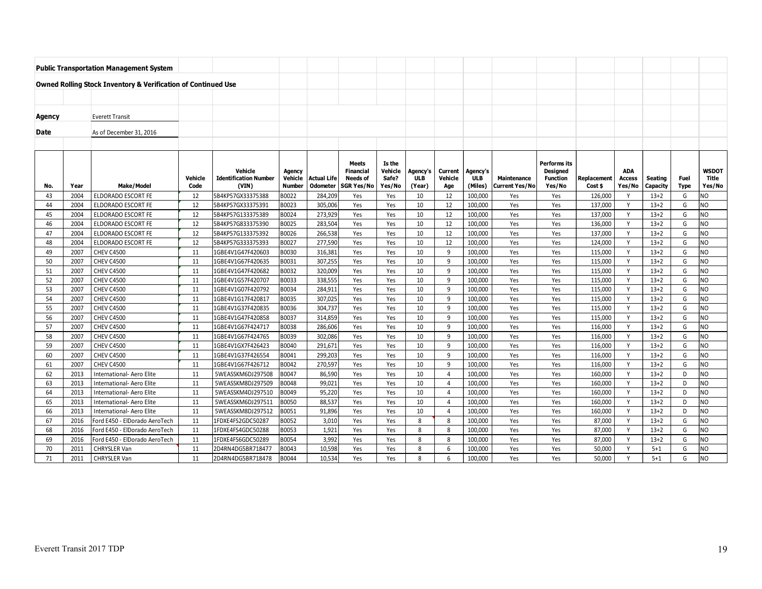**Public Transportation Management System**

**Owned Rolling Stock Inventory & Verification of Continued Use**

**Agency** Everett Transit

**Date** As of December 31, 2016

| No. | Year | Make/Model | Vehicle Code | Vehicle Identification Number (VIN) | Agency Vehicle Number | Actual Life Odometer | Meets Financial Needs of SGR Yes/No | Is the Vehicle Safe? Yes/No | Agency's ULB (Year) | Current Vehicle Age | Agency's ULB (Miles) | Maintenance Current Yes/No | Performs its Designed Function Yes/No | Replacement Cost $ | ADA Access Yes/No | Seating Capacity | Fuel Type | WSDOT Title Yes/No |
|---|---|---|---|---|---|---|---|---|---|---|---|---|---|---|---|---|---|---|
| 43 | 2004 | ELDORADO ESCORT FE | 12 | 5B4KP57GX33375388 | B0022 | 284,209 | Yes | Yes | 10 | 12 | 100,000 | Yes | Yes | 126,000 | Y | 13+2 | G | NO |
| 44 | 2004 | ELDORADO ESCORT FE | 12 | 5B4KP57GX33375391 | B0023 | 305,006 | Yes | Yes | 10 | 12 | 100,000 | Yes | Yes | 137,000 | Y | 13+2 | G | NO |
| 45 | 2004 | ELDORADO ESCORT FE | 12 | 5B4KP57G133375389 | B0024 | 273,929 | Yes | Yes | 10 | 12 | 100,000 | Yes | Yes | 137,000 | Y | 13+2 | G | NO |
| 46 | 2004 | ELDORADO ESCORT FE | 12 | 5B4KP57G833375390 | B0025 | 283,504 | Yes | Yes | 10 | 12 | 100,000 | Yes | Yes | 136,000 | Y | 13+2 | G | NO |
| 47 | 2004 | ELDORADO ESCORT FE | 12 | 5B4KP57G133375392 | B0026 | 266,538 | Yes | Yes | 10 | 12 | 100,000 | Yes | Yes | 137,000 | Y | 13+2 | G | NO |
| 48 | 2004 | ELDORADO ESCORT FE | 12 | 5B4KP57G333375393 | B0027 | 277,590 | Yes | Yes | 10 | 12 | 100,000 | Yes | Yes | 124,000 | Y | 13+2 | G | NO |
| 49 | 2007 | CHEV C4500 | 11 | 1GBE4V1G47F420603 | B0030 | 316,381 | Yes | Yes | 10 | 9 | 100,000 | Yes | Yes | 115,000 | Y | 13+2 | G | NO |
| 50 | 2007 | CHEV C4500 | 11 | 1GBE4V1G67F420635 | B0031 | 307,255 | Yes | Yes | 10 | 9 | 100,000 | Yes | Yes | 115,000 | Y | 13+2 | G | NO |
| 51 | 2007 | CHEV C4500 | 11 | 1GBE4V1G47F420682 | B0032 | 320,009 | Yes | Yes | 10 | 9 | 100,000 | Yes | Yes | 115,000 | Y | 13+2 | G | NO |
| 52 | 2007 | CHEV C4500 | 11 | 1GBE4V1G57F420707 | B0033 | 338,555 | Yes | Yes | 10 | 9 | 100,000 | Yes | Yes | 115,000 | Y | 13+2 | G | NO |
| 53 | 2007 | CHEV C4500 | 11 | 1GBE4V1G07F420792 | B0034 | 284,911 | Yes | Yes | 10 | 9 | 100,000 | Yes | Yes | 115,000 | Y | 13+2 | G | NO |
| 54 | 2007 | CHEV C4500 | 11 | 1GBE4V1G17F420817 | B0035 | 307,025 | Yes | Yes | 10 | 9 | 100,000 | Yes | Yes | 115,000 | Y | 13+2 | G | NO |
| 55 | 2007 | CHEV C4500 | 11 | 1GBE4V1G37F420835 | B0036 | 304,737 | Yes | Yes | 10 | 9 | 100,000 | Yes | Yes | 115,000 | Y | 13+2 | G | NO |
| 56 | 2007 | CHEV C4500 | 11 | 1GBE4V1G47F420858 | B0037 | 314,859 | Yes | Yes | 10 | 9 | 100,000 | Yes | Yes | 115,000 | Y | 13+2 | G | NO |
| 57 | 2007 | CHEV C4500 | 11 | 1GBE4V1G67F424717 | B0038 | 286,606 | Yes | Yes | 10 | 9 | 100,000 | Yes | Yes | 116,000 | Y | 13+2 | G | NO |
| 58 | 2007 | CHEV C4500 | 11 | 1GBE4V1G67F424765 | B0039 | 302,086 | Yes | Yes | 10 | 9 | 100,000 | Yes | Yes | 116,000 | Y | 13+2 | G | NO |
| 59 | 2007 | CHEV C4500 | 11 | 1GBE4V1GX7F426423 | B0040 | 291,671 | Yes | Yes | 10 | 9 | 100,000 | Yes | Yes | 116,000 | Y | 13+2 | G | NO |
| 60 | 2007 | CHEV C4500 | 11 | 1GBE4V1G37F426554 | B0041 | 299,203 | Yes | Yes | 10 | 9 | 100,000 | Yes | Yes | 116,000 | Y | 13+2 | G | NO |
| 61 | 2007 | CHEV C4500 | 11 | 1GBE4V1G67F426712 | B0042 | 270,597 | Yes | Yes | 10 | 9 | 100,000 | Yes | Yes | 116,000 | Y | 13+2 | G | NO |
| 62 | 2013 | International- Aero Elite | 11 | 5WEASSKM6DJ297508 | B0047 | 86,590 | Yes | Yes | 10 | 4 | 100,000 | Yes | Yes | 160,000 | Y | 13+2 | D | NO |
| 63 | 2013 | International- Aero Elite | 11 | 5WEASSKM8DJ297509 | B0048 | 89,021 | Yes | Yes | 10 | 4 | 100,000 | Yes | Yes | 160,000 | Y | 13+2 | D | NO |
| 64 | 2013 | International- Aero Elite | 11 | 5WEASSKM4DJ297510 | B0049 | 95,220 | Yes | Yes | 10 | 4 | 100,000 | Yes | Yes | 160,000 | Y | 13+2 | D | NO |
| 65 | 2013 | International- Aero Elite | 11 | 5WEASSKM6DJ297511 | B0050 | 88,537 | Yes | Yes | 10 | 4 | 100,000 | Yes | Yes | 160,000 | Y | 13+2 | D | NO |
| 66 | 2013 | International- Aero Elite | 11 | 5WEASSKM8DJ297512 | B0051 | 91,896 | Yes | Yes | 10 | 4 | 100,000 | Yes | Yes | 160,000 | Y | 13+2 | D | NO |
| 67 | 2016 | Ford E450 - ElDorado AeroTech | 11 | 1FDXE4FS2GDC50287 | B0052 | 3,010 | Yes | Yes | 8 | 8 | 100,000 | Yes | Yes | 87,000 | Y | 13+2 | G | NO |
| 68 | 2016 | Ford E450 - ElDorado AeroTech | 11 | 1FDXE4FS4GDC50288 | B0053 | 1,921 | Yes | Yes | 8 | 8 | 100,000 | Yes | Yes | 87,000 | Y | 13+2 | G | NO |
| 69 | 2016 | Ford E450 - ElDorado AeroTech | 11 | 1FDXE4FS6GDC50289 | B0054 | 3,992 | Yes | Yes | 8 | 8 | 100,000 | Yes | Yes | 87,000 | Y | 13+2 | G | NO |
| 70 | 2011 | CHRYSLER Van | 11 | 2D4RN4DG5BR718477 | B0043 | 10,598 | Yes | Yes | 8 | 6 | 100,000 | Yes | Yes | 50,000 | Y | 5+1 | G | NO |
| 71 | 2011 | CHRYSLER Van | 11 | 2D4RN4DG5BR718478 | B0044 | 10,534 | Yes | Yes | 8 | 6 | 100,000 | Yes | Yes | 50,000 | Y | 5+1 | G | NO |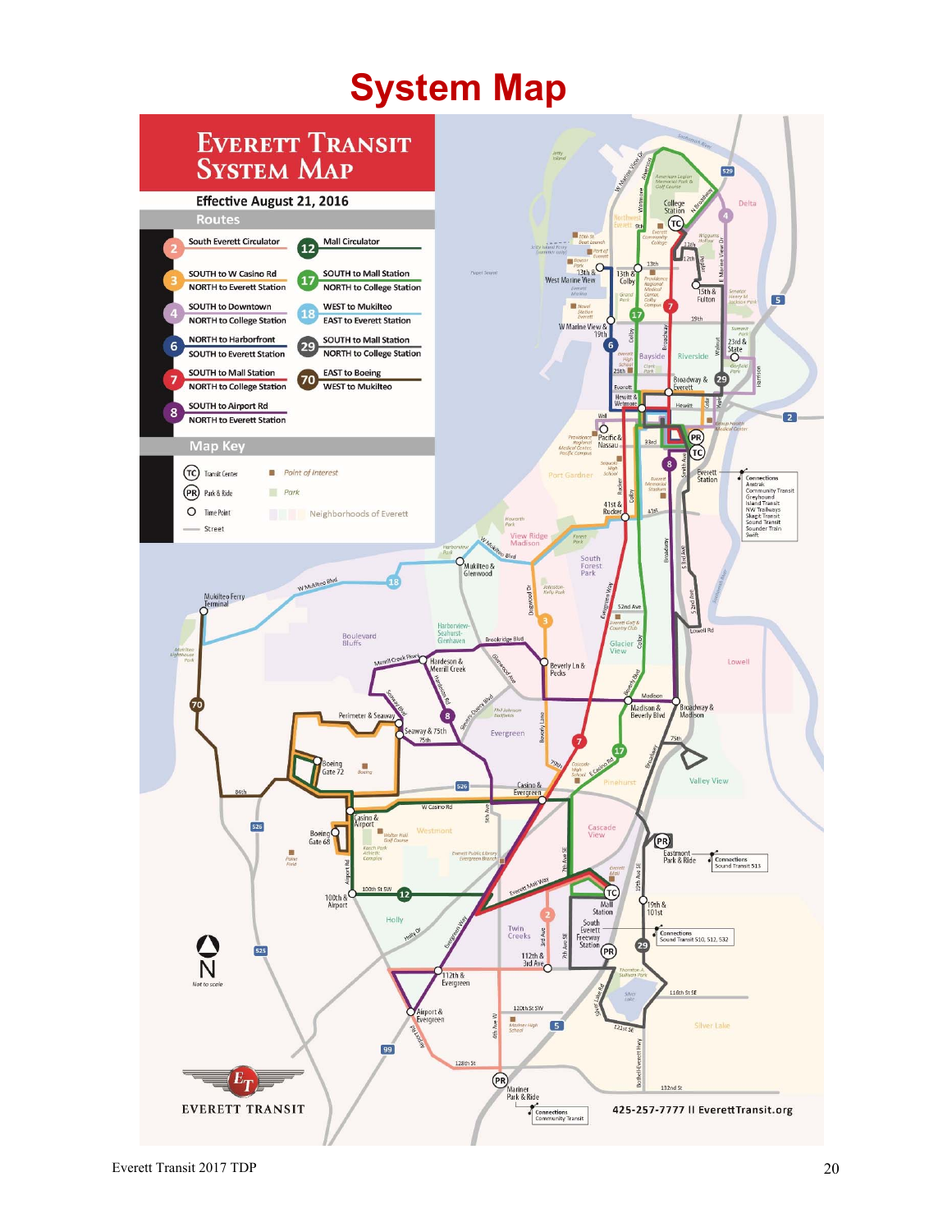# System Map

## Everett Transit System Map

Effective August 21, 2016

### Routes

| Route | Direction |
|---|---|
| 2 | South Everett Circulator |
| 3 | SOUTH to W Casino Rd / NORTH to Everett Station |
| 4 | SOUTH to Downtown / NORTH to College Station |
| 6 | NORTH to Harborfront / SOUTH to Everett Station |
| 7 | SOUTH to Mall Station / NORTH to College Station |
| 8 | SOUTH to Airport Rd / NORTH to Everett Station |
| 12 | Mall Circulator |
| 17 | SOUTH to Mall Station / NORTH to College Station |
| 18 | WEST to Mukilteo / EAST to Everett Station |
| 29 | SOUTH to Mall Station / NORTH to College Station |
| 70 | EAST to Boeing / WEST to Mukilteo |

### Map Key

- TC Transit Center
- PR Park & Ride
- Time Point
- Street
- Point of Interest
- Park
- Neighborhoods of Everett

425-257-7777 || EverettTransit.org

EVERETT TRANSIT

Everett Transit 2017 TDP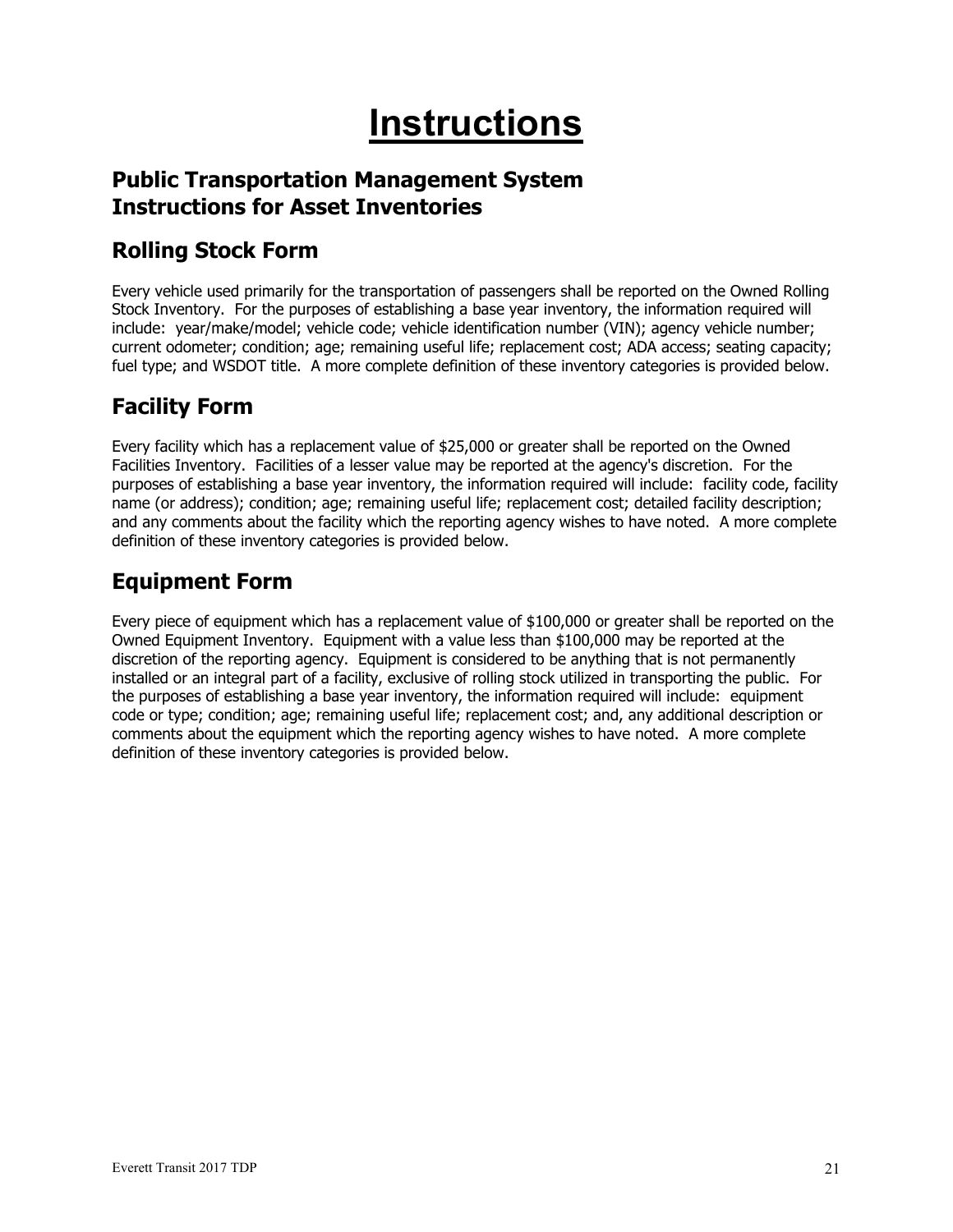# Instructions

## Public Transportation Management System Instructions for Asset Inventories

## Rolling Stock Form

Every vehicle used primarily for the transportation of passengers shall be reported on the Owned Rolling Stock Inventory. For the purposes of establishing a base year inventory, the information required will include: year/make/model; vehicle code; vehicle identification number (VIN); agency vehicle number; current odometer; condition; age; remaining useful life; replacement cost; ADA access; seating capacity; fuel type; and WSDOT title. A more complete definition of these inventory categories is provided below.

## Facility Form

Every facility which has a replacement value of $25,000 or greater shall be reported on the Owned Facilities Inventory. Facilities of a lesser value may be reported at the agency's discretion. For the purposes of establishing a base year inventory, the information required will include: facility code, facility name (or address); condition; age; remaining useful life; replacement cost; detailed facility description; and any comments about the facility which the reporting agency wishes to have noted. A more complete definition of these inventory categories is provided below.

## Equipment Form

Every piece of equipment which has a replacement value of $100,000 or greater shall be reported on the Owned Equipment Inventory. Equipment with a value less than $100,000 may be reported at the discretion of the reporting agency. Equipment is considered to be anything that is not permanently installed or an integral part of a facility, exclusive of rolling stock utilized in transporting the public. For the purposes of establishing a base year inventory, the information required will include: equipment code or type; condition; age; remaining useful life; replacement cost; and, any additional description or comments about the equipment which the reporting agency wishes to have noted. A more complete definition of these inventory categories is provided below.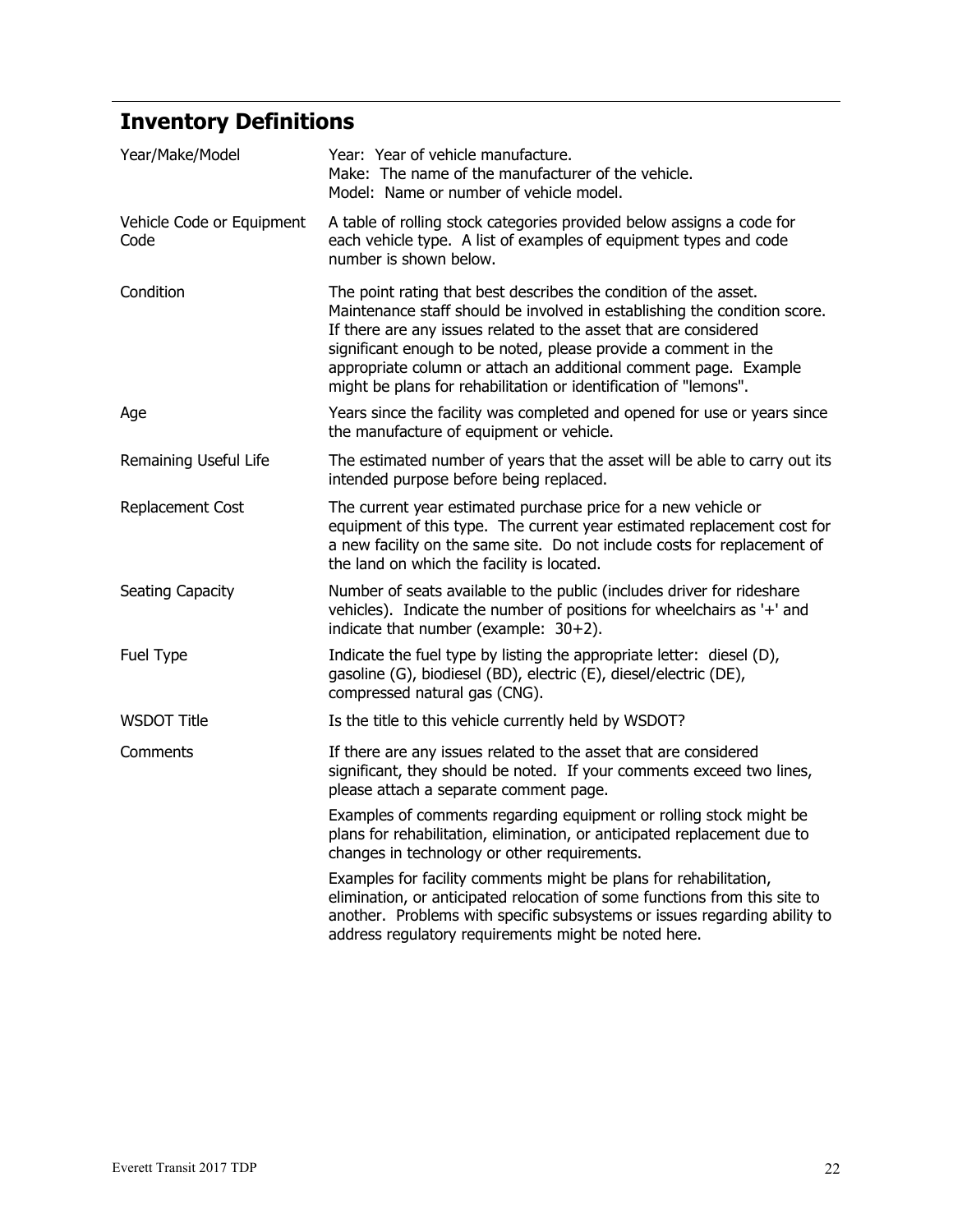## Inventory Definitions

| | |
|---|---|
| Year/Make/Model | Year: Year of vehicle manufacture.<br>Make: The name of the manufacturer of the vehicle.<br>Model: Name or number of vehicle model. |
| Vehicle Code or Equipment Code | A table of rolling stock categories provided below assigns a code for each vehicle type. A list of examples of equipment types and code number is shown below. |
| Condition | The point rating that best describes the condition of the asset. Maintenance staff should be involved in establishing the condition score. If there are any issues related to the asset that are considered significant enough to be noted, please provide a comment in the appropriate column or attach an additional comment page. Example might be plans for rehabilitation or identification of "lemons". |
| Age | Years since the facility was completed and opened for use or years since the manufacture of equipment or vehicle. |
| Remaining Useful Life | The estimated number of years that the asset will be able to carry out its intended purpose before being replaced. |
| Replacement Cost | The current year estimated purchase price for a new vehicle or equipment of this type. The current year estimated replacement cost for a new facility on the same site. Do not include costs for replacement of the land on which the facility is located. |
| Seating Capacity | Number of seats available to the public (includes driver for rideshare vehicles). Indicate the number of positions for wheelchairs as '+' and indicate that number (example: 30+2). |
| Fuel Type | Indicate the fuel type by listing the appropriate letter: diesel (D), gasoline (G), biodiesel (BD), electric (E), diesel/electric (DE), compressed natural gas (CNG). |
| WSDOT Title | Is the title to this vehicle currently held by WSDOT? |
| Comments | If there are any issues related to the asset that are considered significant, they should be noted. If your comments exceed two lines, please attach a separate comment page.<br><br>Examples of comments regarding equipment or rolling stock might be plans for rehabilitation, elimination, or anticipated replacement due to changes in technology or other requirements.<br><br>Examples for facility comments might be plans for rehabilitation, elimination, or anticipated relocation of some functions from this site to another. Problems with specific subsystems or issues regarding ability to address regulatory requirements might be noted here. |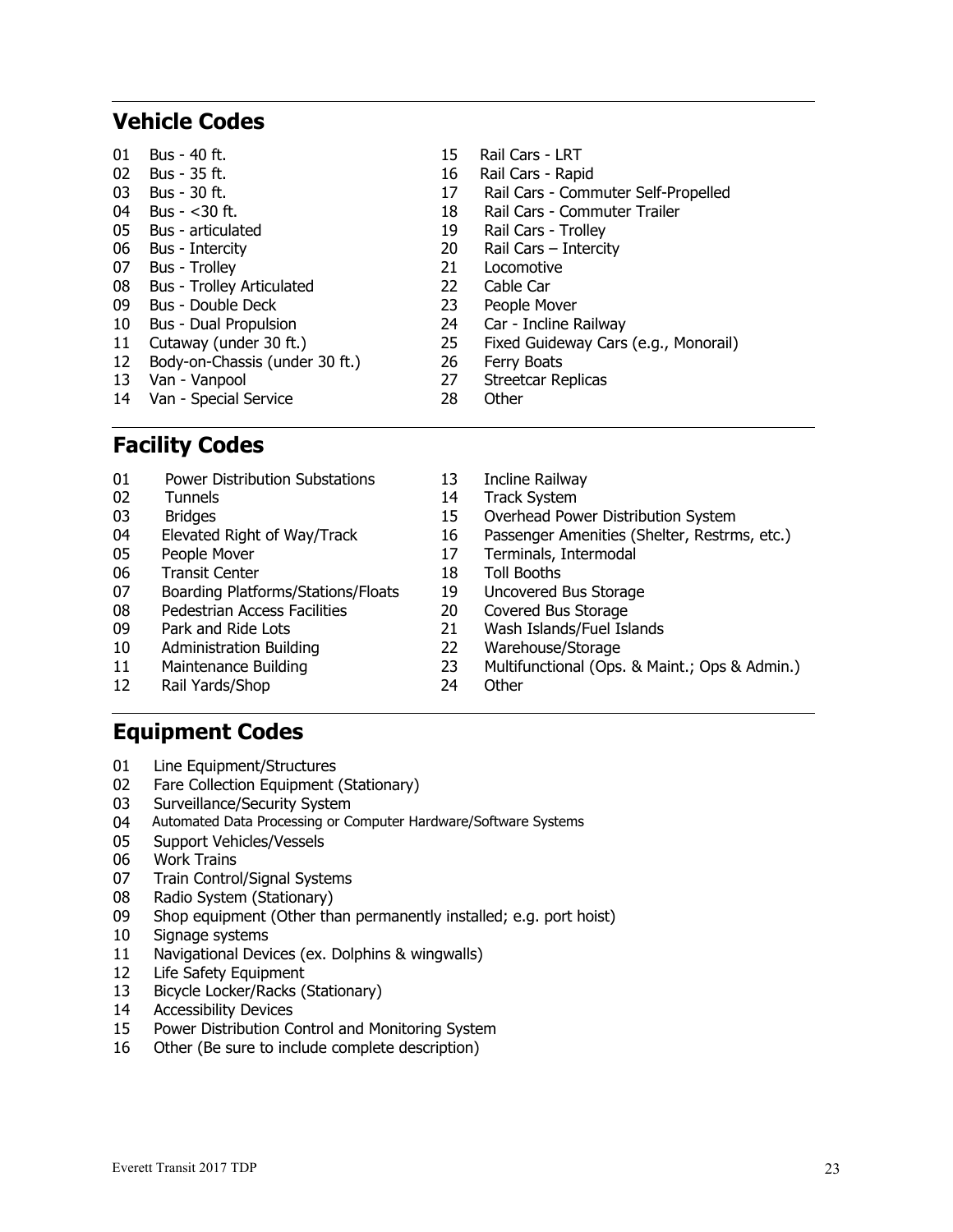## Vehicle Codes

01 Bus - 40 ft.
02 Bus - 35 ft.
03 Bus - 30 ft.
04 Bus - <30 ft.
05 Bus - articulated
06 Bus - Intercity
07 Bus - Trolley
08 Bus - Trolley Articulated
09 Bus - Double Deck
10 Bus - Dual Propulsion
11 Cutaway (under 30 ft.)
12 Body-on-Chassis (under 30 ft.)
13 Van - Vanpool
14 Van - Special Service
15 Rail Cars - LRT
16 Rail Cars - Rapid
17 Rail Cars - Commuter Self-Propelled
18 Rail Cars - Commuter Trailer
19 Rail Cars - Trolley
20 Rail Cars – Intercity
21 Locomotive
22 Cable Car
23 People Mover
24 Car - Incline Railway
25 Fixed Guideway Cars (e.g., Monorail)
26 Ferry Boats
27 Streetcar Replicas
28 Other

## Facility Codes

01 Power Distribution Substations
02 Tunnels
03 Bridges
04 Elevated Right of Way/Track
05 People Mover
06 Transit Center
07 Boarding Platforms/Stations/Floats
08 Pedestrian Access Facilities
09 Park and Ride Lots
10 Administration Building
11 Maintenance Building
12 Rail Yards/Shop
13 Incline Railway
14 Track System
15 Overhead Power Distribution System
16 Passenger Amenities (Shelter, Restrms, etc.)
17 Terminals, Intermodal
18 Toll Booths
19 Uncovered Bus Storage
20 Covered Bus Storage
21 Wash Islands/Fuel Islands
22 Warehouse/Storage
23 Multifunctional (Ops. & Maint.; Ops & Admin.)
24 Other

## Equipment Codes

01 Line Equipment/Structures
02 Fare Collection Equipment (Stationary)
03 Surveillance/Security System
04 Automated Data Processing or Computer Hardware/Software Systems
05 Support Vehicles/Vessels
06 Work Trains
07 Train Control/Signal Systems
08 Radio System (Stationary)
09 Shop equipment (Other than permanently installed; e.g. port hoist)
10 Signage systems
11 Navigational Devices (ex. Dolphins & wingwalls)
12 Life Safety Equipment
13 Bicycle Locker/Racks (Stationary)
14 Accessibility Devices
15 Power Distribution Control and Monitoring System
16 Other (Be sure to include complete description)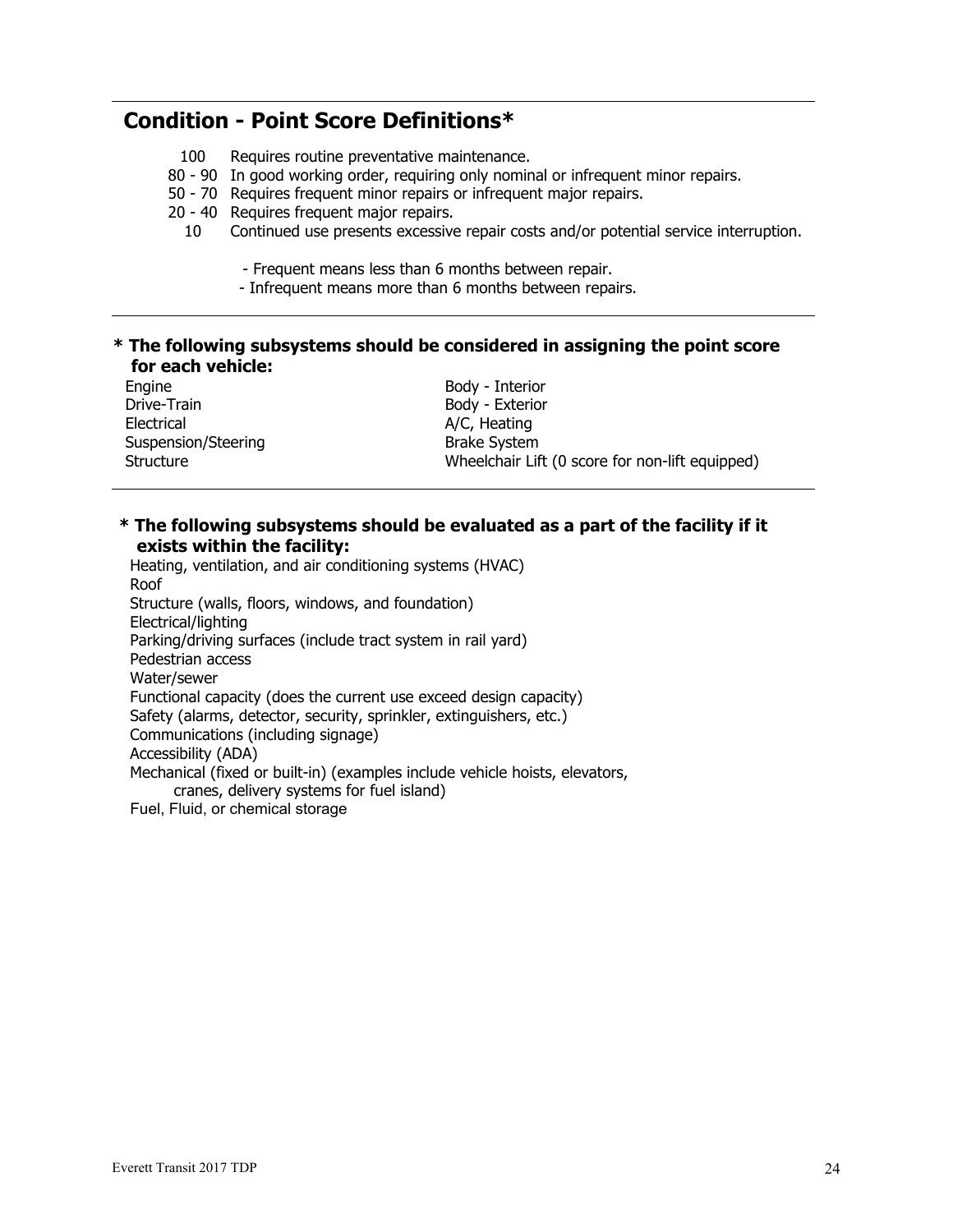## Condition - Point Score Definitions*

| | |
|---|---|
| 100 | Requires routine preventative maintenance. |
| 80 - 90 | In good working order, requiring only nominal or infrequent minor repairs. |
| 50 - 70 | Requires frequent minor repairs or infrequent major repairs. |
| 20 - 40 | Requires frequent major repairs. |
| 10 | Continued use presents excessive repair costs and/or potential service interruption. |

- Frequent means less than 6 months between repair.
- Infrequent means more than 6 months between repairs.

**\* The following subsystems should be considered in assigning the point score for each vehicle:**

| | |
|---|---|
| Engine | Body - Interior |
| Drive-Train | Body - Exterior |
| Electrical | A/C, Heating |
| Suspension/Steering | Brake System |
| Structure | Wheelchair Lift (0 score for non-lift equipped) |

**\* The following subsystems should be evaluated as a part of the facility if it exists within the facility:**

Heating, ventilation, and air conditioning systems (HVAC)
Roof
Structure (walls, floors, windows, and foundation)
Electrical/lighting
Parking/driving surfaces (include tract system in rail yard)
Pedestrian access
Water/sewer
Functional capacity (does the current use exceed design capacity)
Safety (alarms, detector, security, sprinkler, extinguishers, etc.)
Communications (including signage)
Accessibility (ADA)
Mechanical (fixed or built-in) (examples include vehicle hoists, elevators, cranes, delivery systems for fuel island)
Fuel, Fluid, or chemical storage